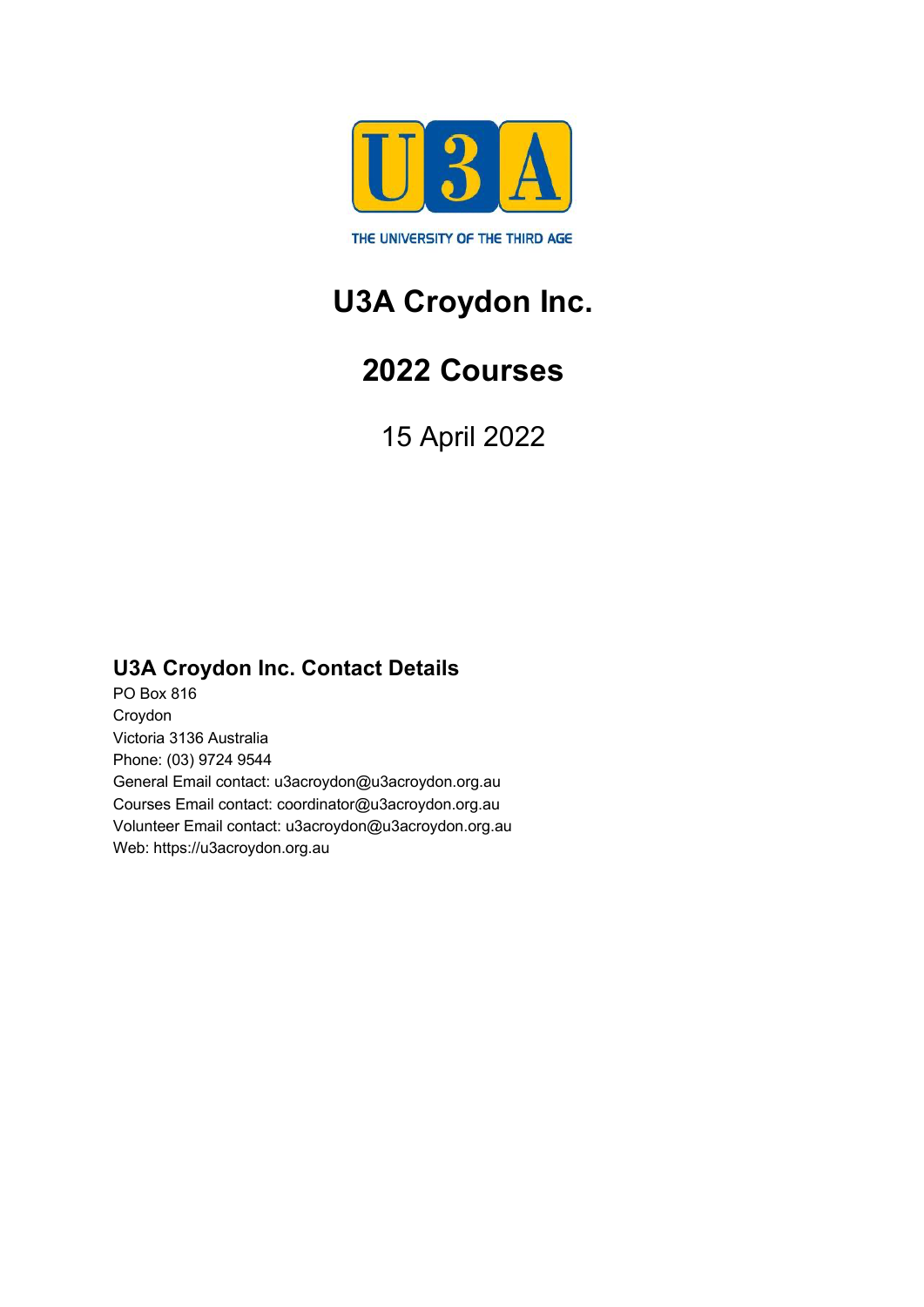THE UNIVERSITY OF THE THIRD AGE

# U3A Croydon Inc.

# 2022 Courses

15 April 2022

## U3A Croydon Inc. Contact Details

PO Box 816
Croydon
Victoria 3136 Australia
Phone: (03) 9724 9544
General Email contact: u3acroydon@u3acroydon.org.au
Courses Email contact: coordinator@u3acroydon.org.au
Volunteer Email contact: u3acroydon@u3acroydon.org.au
Web: https://u3acroydon.org.au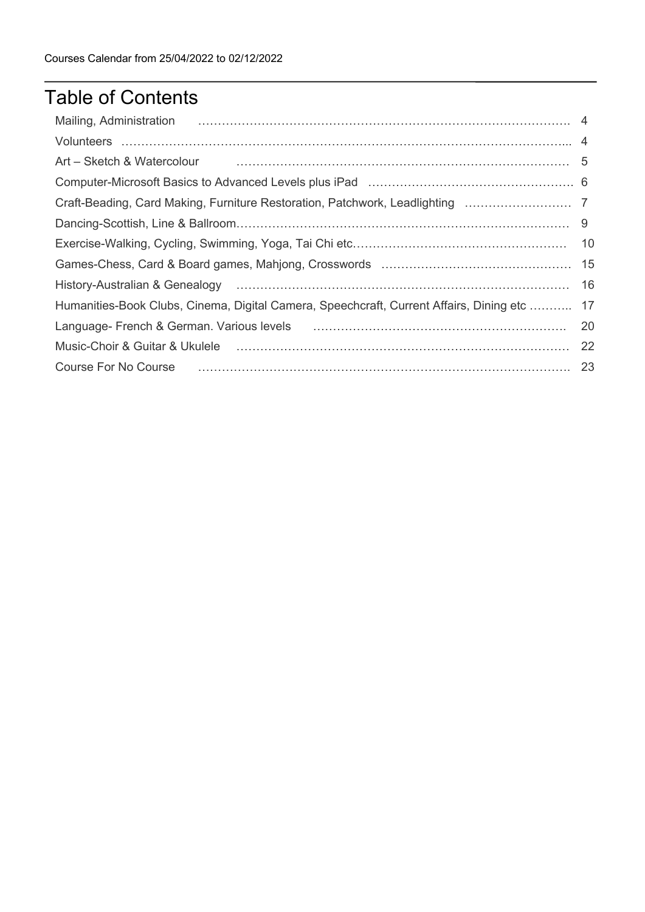Courses Calendar from 25/04/2022 to 02/12/2022

# Table of Contents

| | |
|---|---|
| Mailing, Administration | 4 |
| Volunteers | 4 |
| Art – Sketch & Watercolour | 5 |
| Computer-Microsoft Basics to Advanced Levels plus iPad | 6 |
| Craft-Beading, Card Making, Furniture Restoration, Patchwork, Leadlighting | 7 |
| Dancing-Scottish, Line & Ballroom | 9 |
| Exercise-Walking, Cycling, Swimming, Yoga, Tai Chi etc | 10 |
| Games-Chess, Card & Board games, Mahjong, Crosswords | 15 |
| History-Australian & Genealogy | 16 |
| Humanities-Book Clubs, Cinema, Digital Camera, Speechcraft, Current Affairs, Dining etc | 17 |
| Language- French & German. Various levels | 20 |
| Music-Choir & Guitar & Ukulele | 22 |
| Course For No Course | 23 |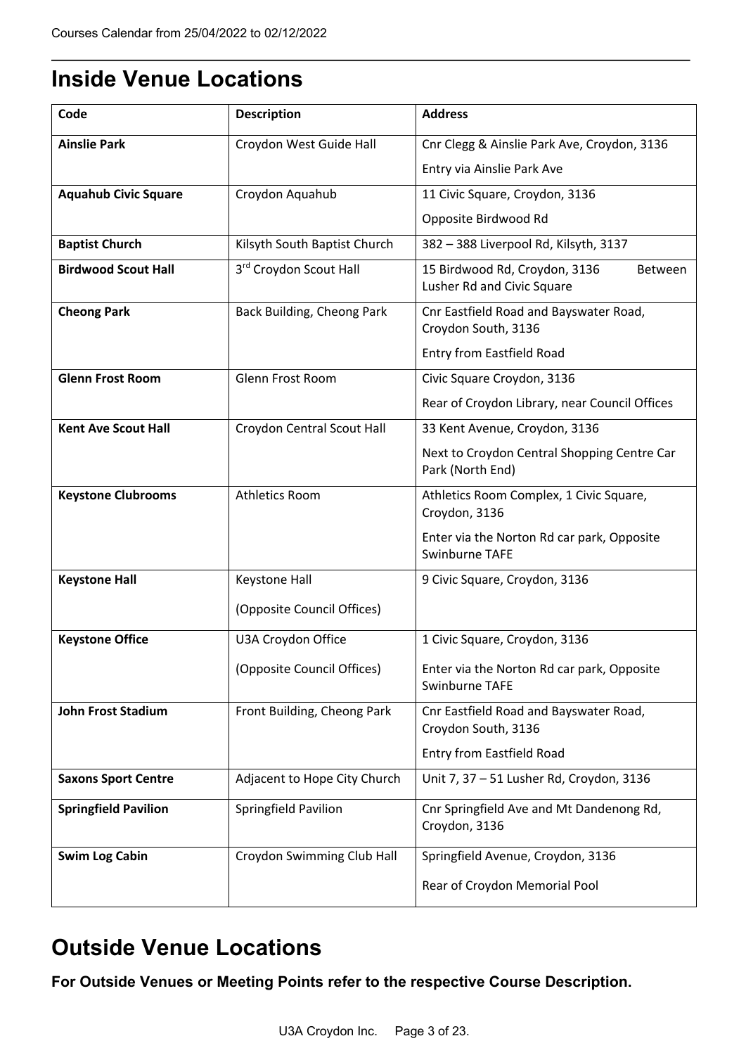# Inside Venue Locations

| Code | Description | Address |
|---|---|---|
| **Ainslie Park** | Croydon West Guide Hall | Cnr Clegg & Ainslie Park Ave, Croydon, 3136<br>Entry via Ainslie Park Ave |
| **Aquahub Civic Square** | Croydon Aquahub | 11 Civic Square, Croydon, 3136<br>Opposite Birdwood Rd |
| **Baptist Church** | Kilsyth South Baptist Church | 382 – 388 Liverpool Rd, Kilsyth, 3137 |
| **Birdwood Scout Hall** | 3rd Croydon Scout Hall | 15 Birdwood Rd, Croydon, 3136 Between Lusher Rd and Civic Square |
| **Cheong Park** | Back Building, Cheong Park | Cnr Eastfield Road and Bayswater Road, Croydon South, 3136<br>Entry from Eastfield Road |
| **Glenn Frost Room** | Glenn Frost Room | Civic Square Croydon, 3136<br>Rear of Croydon Library, near Council Offices |
| **Kent Ave Scout Hall** | Croydon Central Scout Hall | 33 Kent Avenue, Croydon, 3136<br>Next to Croydon Central Shopping Centre Car Park (North End) |
| **Keystone Clubrooms** | Athletics Room | Athletics Room Complex, 1 Civic Square, Croydon, 3136<br>Enter via the Norton Rd car park, Opposite Swinburne TAFE |
| **Keystone Hall** | Keystone Hall<br>(Opposite Council Offices) | 9 Civic Square, Croydon, 3136 |
| **Keystone Office** | U3A Croydon Office<br>(Opposite Council Offices) | 1 Civic Square, Croydon, 3136<br>Enter via the Norton Rd car park, Opposite Swinburne TAFE |
| **John Frost Stadium** | Front Building, Cheong Park | Cnr Eastfield Road and Bayswater Road, Croydon South, 3136<br>Entry from Eastfield Road |
| **Saxons Sport Centre** | Adjacent to Hope City Church | Unit 7, 37 – 51 Lusher Rd, Croydon, 3136 |
| **Springfield Pavilion** | Springfield Pavilion | Cnr Springfield Ave and Mt Dandenong Rd, Croydon, 3136 |
| **Swim Log Cabin** | Croydon Swimming Club Hall | Springfield Avenue, Croydon, 3136<br>Rear of Croydon Memorial Pool |

# Outside Venue Locations

**For Outside Venues or Meeting Points refer to the respective Course Description.**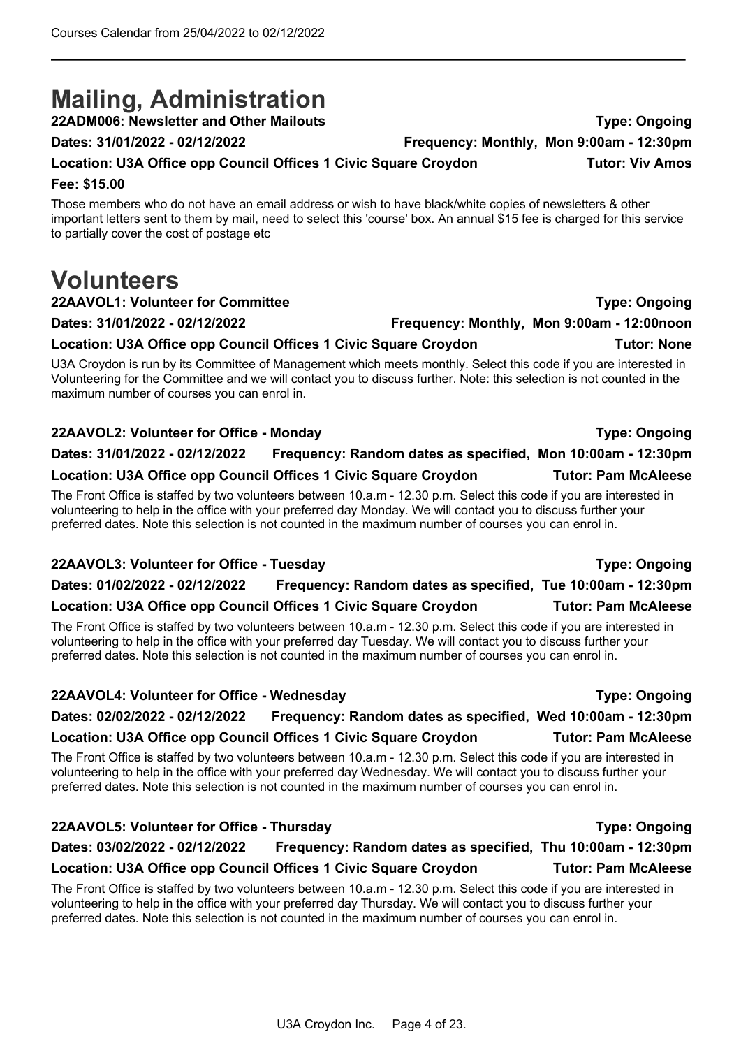# Mailing, Administration

**22ADM006: Newsletter and Other Mailouts** **Type: Ongoing**

**Dates: 31/01/2022 - 02/12/2022** **Frequency: Monthly, Mon 9:00am - 12:30pm**

**Location: U3A Office opp Council Offices 1 Civic Square Croydon** **Tutor: Viv Amos**

**Fee: $15.00**

Those members who do not have an email address or wish to have black/white copies of newsletters & other important letters sent to them by mail, need to select this 'course' box. An annual $15 fee is charged for this service to partially cover the cost of postage etc

# Volunteers

**22AAVOL1: Volunteer for Committee** **Type: Ongoing**

**Dates: 31/01/2022 - 02/12/2022** **Frequency: Monthly, Mon 9:00am - 12:00noon**

**Location: U3A Office opp Council Offices 1 Civic Square Croydon** **Tutor: None**

U3A Croydon is run by its Committee of Management which meets monthly. Select this code if you are interested in Volunteering for the Committee and we will contact you to discuss further. Note: this selection is not counted in the maximum number of courses you can enrol in.

**22AAVOL2: Volunteer for Office - Monday** **Type: Ongoing**

**Dates: 31/01/2022 - 02/12/2022** **Frequency: Random dates as specified, Mon 10:00am - 12:30pm**

**Location: U3A Office opp Council Offices 1 Civic Square Croydon** **Tutor: Pam McAleese**

The Front Office is staffed by two volunteers between 10.a.m - 12.30 p.m. Select this code if you are interested in volunteering to help in the office with your preferred day Monday. We will contact you to discuss further your preferred dates. Note this selection is not counted in the maximum number of courses you can enrol in.

**22AAVOL3: Volunteer for Office - Tuesday** **Type: Ongoing**

**Dates: 01/02/2022 - 02/12/2022** **Frequency: Random dates as specified, Tue 10:00am - 12:30pm**

**Location: U3A Office opp Council Offices 1 Civic Square Croydon** **Tutor: Pam McAleese**

The Front Office is staffed by two volunteers between 10.a.m - 12.30 p.m. Select this code if you are interested in volunteering to help in the office with your preferred day Tuesday. We will contact you to discuss further your preferred dates. Note this selection is not counted in the maximum number of courses you can enrol in.

**22AAVOL4: Volunteer for Office - Wednesday** **Type: Ongoing**

**Dates: 02/02/2022 - 02/12/2022** **Frequency: Random dates as specified, Wed 10:00am - 12:30pm**

**Location: U3A Office opp Council Offices 1 Civic Square Croydon** **Tutor: Pam McAleese**

The Front Office is staffed by two volunteers between 10.a.m - 12.30 p.m. Select this code if you are interested in volunteering to help in the office with your preferred day Wednesday. We will contact you to discuss further your preferred dates. Note this selection is not counted in the maximum number of courses you can enrol in.

**22AAVOL5: Volunteer for Office - Thursday** **Type: Ongoing**

**Dates: 03/02/2022 - 02/12/2022** **Frequency: Random dates as specified, Thu 10:00am - 12:30pm**

**Location: U3A Office opp Council Offices 1 Civic Square Croydon** **Tutor: Pam McAleese**

The Front Office is staffed by two volunteers between 10.a.m - 12.30 p.m. Select this code if you are interested in volunteering to help in the office with your preferred day Thursday. We will contact you to discuss further your preferred dates. Note this selection is not counted in the maximum number of courses you can enrol in.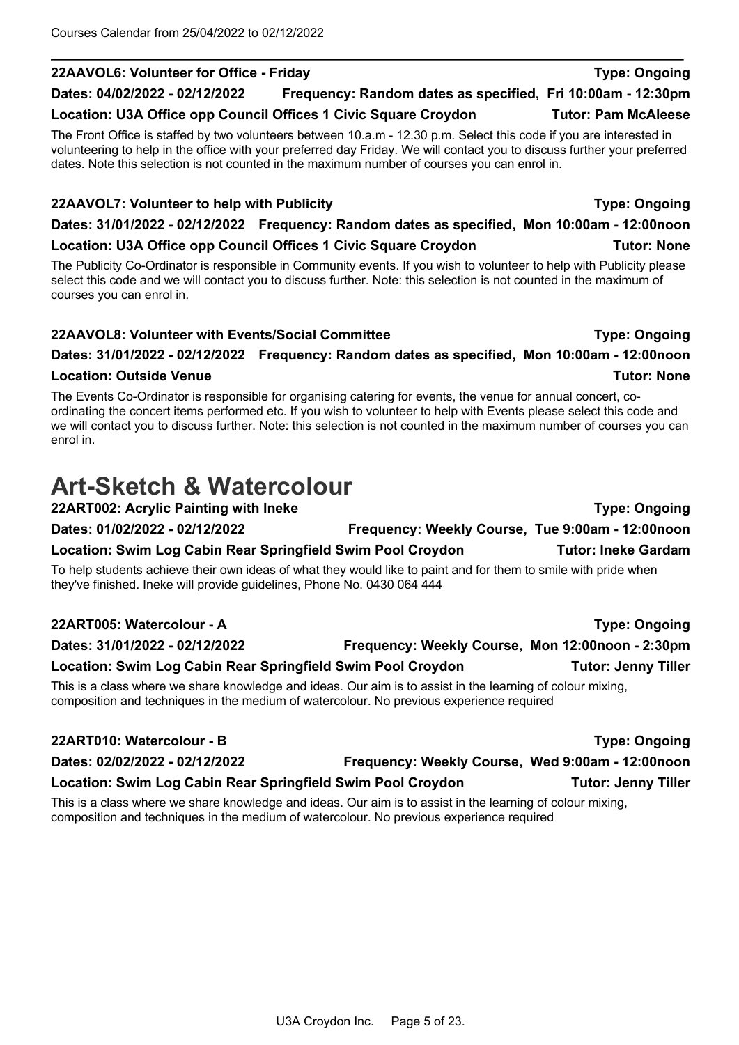**22AAVOL6: Volunteer for Office - Friday** **Type: Ongoing**
**Dates: 04/02/2022 - 02/12/2022** **Frequency: Random dates as specified, Fri 10:00am - 12:30pm**
**Location: U3A Office opp Council Offices 1 Civic Square Croydon** **Tutor: Pam McAleese**

The Front Office is staffed by two volunteers between 10.a.m - 12.30 p.m. Select this code if you are interested in volunteering to help in the office with your preferred day Friday. We will contact you to discuss further your preferred dates. Note this selection is not counted in the maximum number of courses you can enrol in.

**22AAVOL7: Volunteer to help with Publicity** **Type: Ongoing**
**Dates: 31/01/2022 - 02/12/2022** **Frequency: Random dates as specified, Mon 10:00am - 12:00noon**
**Location: U3A Office opp Council Offices 1 Civic Square Croydon** **Tutor: None**

The Publicity Co-Ordinator is responsible in Community events. If you wish to volunteer to help with Publicity please select this code and we will contact you to discuss further. Note: this selection is not counted in the maximum of courses you can enrol in.

**22AAVOL8: Volunteer with Events/Social Committee** **Type: Ongoing**
**Dates: 31/01/2022 - 02/12/2022** **Frequency: Random dates as specified, Mon 10:00am - 12:00noon**
**Location: Outside Venue** **Tutor: None**

The Events Co-Ordinator is responsible for organising catering for events, the venue for annual concert, co-ordinating the concert items performed etc. If you wish to volunteer to help with Events please select this code and we will contact you to discuss further. Note: this selection is not counted in the maximum number of courses you can enrol in.

# Art-Sketch & Watercolour

**22ART002: Acrylic Painting with Ineke** **Type: Ongoing**
**Dates: 01/02/2022 - 02/12/2022** **Frequency: Weekly Course, Tue 9:00am - 12:00noon**
**Location: Swim Log Cabin Rear Springfield Swim Pool Croydon** **Tutor: Ineke Gardam**

To help students achieve their own ideas of what they would like to paint and for them to smile with pride when they've finished. Ineke will provide guidelines, Phone No. 0430 064 444

**22ART005: Watercolour - A** **Type: Ongoing**
**Dates: 31/01/2022 - 02/12/2022** **Frequency: Weekly Course, Mon 12:00noon - 2:30pm**
**Location: Swim Log Cabin Rear Springfield Swim Pool Croydon** **Tutor: Jenny Tiller**

This is a class where we share knowledge and ideas. Our aim is to assist in the learning of colour mixing, composition and techniques in the medium of watercolour. No previous experience required

**22ART010: Watercolour - B** **Type: Ongoing**
**Dates: 02/02/2022 - 02/12/2022** **Frequency: Weekly Course, Wed 9:00am - 12:00noon**
**Location: Swim Log Cabin Rear Springfield Swim Pool Croydon** **Tutor: Jenny Tiller**

This is a class where we share knowledge and ideas. Our aim is to assist in the learning of colour mixing, composition and techniques in the medium of watercolour. No previous experience required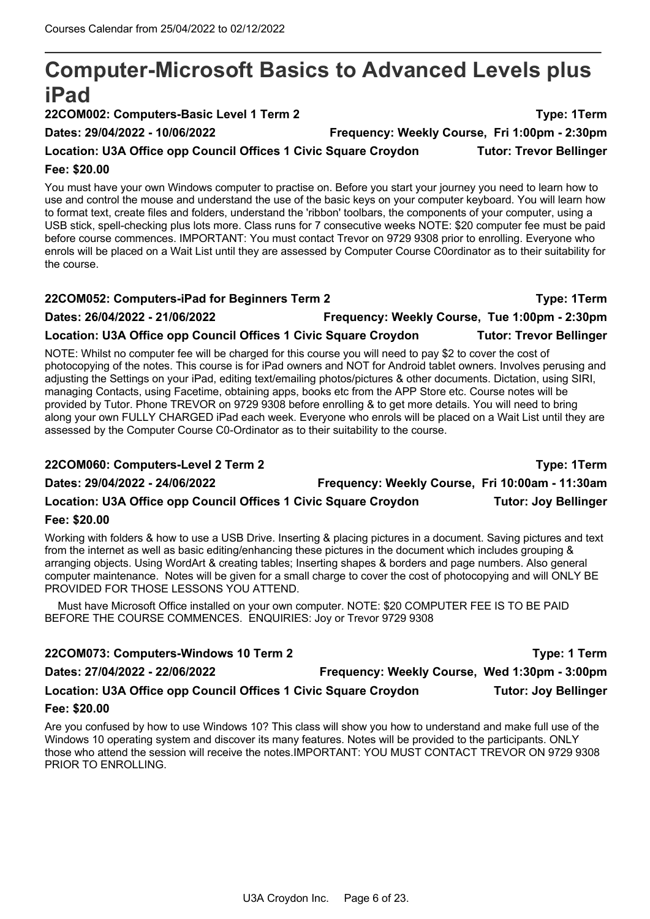# Computer-Microsoft Basics to Advanced Levels plus iPad

**22COM002: Computers-Basic Level 1 Term 2** **Type: 1Term**

**Dates: 29/04/2022 - 10/06/2022** **Frequency: Weekly Course, Fri 1:00pm - 2:30pm**

**Location: U3A Office opp Council Offices 1 Civic Square Croydon** **Tutor: Trevor Bellinger**

**Fee: $20.00**

You must have your own Windows computer to practise on. Before you start your journey you need to learn how to use and control the mouse and understand the use of the basic keys on your computer keyboard. You will learn how to format text, create files and folders, understand the 'ribbon' toolbars, the components of your computer, using a USB stick, spell-checking plus lots more. Class runs for 7 consecutive weeks NOTE: $20 computer fee must be paid before course commences. IMPORTANT: You must contact Trevor on 9729 9308 prior to enrolling. Everyone who enrols will be placed on a Wait List until they are assessed by Computer Course C0ordinator as to their suitability for the course.

**22COM052: Computers-iPad for Beginners Term 2** **Type: 1Term**

**Dates: 26/04/2022 - 21/06/2022** **Frequency: Weekly Course, Tue 1:00pm - 2:30pm**

**Location: U3A Office opp Council Offices 1 Civic Square Croydon** **Tutor: Trevor Bellinger**

NOTE: Whilst no computer fee will be charged for this course you will need to pay $2 to cover the cost of photocopying of the notes. This course is for iPad owners and NOT for Android tablet owners. Involves perusing and adjusting the Settings on your iPad, editing text/emailing photos/pictures & other documents. Dictation, using SIRI, managing Contacts, using Facetime, obtaining apps, books etc from the APP Store etc. Course notes will be provided by Tutor. Phone TREVOR on 9729 9308 before enrolling & to get more details. You will need to bring along your own FULLY CHARGED iPad each week. Everyone who enrols will be placed on a Wait List until they are assessed by the Computer Course C0-Ordinator as to their suitability to the course.

**22COM060: Computers-Level 2 Term 2** **Type: 1Term**

**Dates: 29/04/2022 - 24/06/2022** **Frequency: Weekly Course, Fri 10:00am - 11:30am**

**Location: U3A Office opp Council Offices 1 Civic Square Croydon** **Tutor: Joy Bellinger**

**Fee: $20.00**

Working with folders & how to use a USB Drive. Inserting & placing pictures in a document. Saving pictures and text from the internet as well as basic editing/enhancing these pictures in the document which includes grouping & arranging objects. Using WordArt & creating tables; Inserting shapes & borders and page numbers. Also general computer maintenance. Notes will be given for a small charge to cover the cost of photocopying and will ONLY BE PROVIDED FOR THOSE LESSONS YOU ATTEND.

Must have Microsoft Office installed on your own computer. NOTE: $20 COMPUTER FEE IS TO BE PAID BEFORE THE COURSE COMMENCES. ENQUIRIES: Joy or Trevor 9729 9308

**22COM073: Computers-Windows 10 Term 2** **Type: 1 Term**

**Dates: 27/04/2022 - 22/06/2022** **Frequency: Weekly Course, Wed 1:30pm - 3:00pm**

**Location: U3A Office opp Council Offices 1 Civic Square Croydon** **Tutor: Joy Bellinger**

**Fee: $20.00**

Are you confused by how to use Windows 10? This class will show you how to understand and make full use of the Windows 10 operating system and discover its many features. Notes will be provided to the participants. ONLY those who attend the session will receive the notes.IMPORTANT: YOU MUST CONTACT TREVOR ON 9729 9308 PRIOR TO ENROLLING.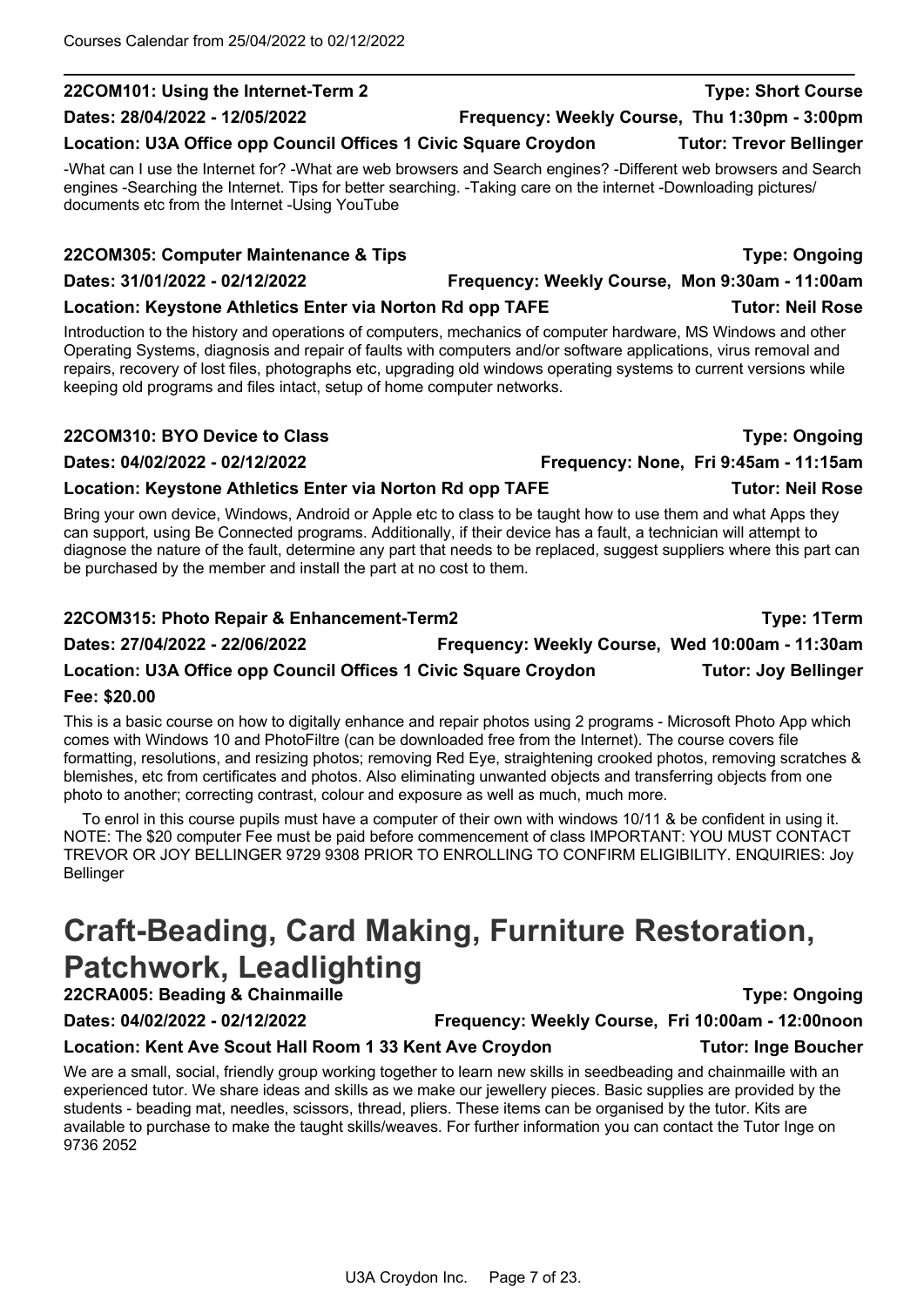### 22COM101: Using the Internet-Term 2

**Type: Short Course**

**Dates: 28/04/2022 - 12/05/2022** **Frequency: Weekly Course, Thu 1:30pm - 3:00pm**

**Location: U3A Office opp Council Offices 1 Civic Square Croydon** **Tutor: Trevor Bellinger**

-What can I use the Internet for? -What are web browsers and Search engines? -Different web browsers and Search engines -Searching the Internet. Tips for better searching. -Taking care on the internet -Downloading pictures/ documents etc from the Internet -Using YouTube

### 22COM305: Computer Maintenance & Tips

**Type: Ongoing**

**Dates: 31/01/2022 - 02/12/2022** **Frequency: Weekly Course, Mon 9:30am - 11:00am**

**Location: Keystone Athletics Enter via Norton Rd opp TAFE** **Tutor: Neil Rose**

Introduction to the history and operations of computers, mechanics of computer hardware, MS Windows and other Operating Systems, diagnosis and repair of faults with computers and/or software applications, virus removal and repairs, recovery of lost files, photographs etc, upgrading old windows operating systems to current versions while keeping old programs and files intact, setup of home computer networks.

### 22COM310: BYO Device to Class

**Type: Ongoing**

**Dates: 04/02/2022 - 02/12/2022** **Frequency: None, Fri 9:45am - 11:15am**

**Location: Keystone Athletics Enter via Norton Rd opp TAFE** **Tutor: Neil Rose**

Bring your own device, Windows, Android or Apple etc to class to be taught how to use them and what Apps they can support, using Be Connected programs. Additionally, if their device has a fault, a technician will attempt to diagnose the nature of the fault, determine any part that needs to be replaced, suggest suppliers where this part can be purchased by the member and install the part at no cost to them.

### 22COM315: Photo Repair & Enhancement-Term2

**Type: 1Term**

**Dates: 27/04/2022 - 22/06/2022** **Frequency: Weekly Course, Wed 10:00am - 11:30am**

**Location: U3A Office opp Council Offices 1 Civic Square Croydon** **Tutor: Joy Bellinger**

**Fee: $20.00**

This is a basic course on how to digitally enhance and repair photos using 2 programs - Microsoft Photo App which comes with Windows 10 and PhotoFiltre (can be downloaded free from the Internet). The course covers file formatting, resolutions, and resizing photos; removing Red Eye, straightening crooked photos, removing scratches & blemishes, etc from certificates and photos. Also eliminating unwanted objects and transferring objects from one photo to another; correcting contrast, colour and exposure as well as much, much more.

To enrol in this course pupils must have a computer of their own with windows 10/11 & be confident in using it. NOTE: The $20 computer Fee must be paid before commencement of class IMPORTANT: YOU MUST CONTACT TREVOR OR JOY BELLINGER 9729 9308 PRIOR TO ENROLLING TO CONFIRM ELIGIBILITY. ENQUIRIES: Joy Bellinger

# Craft-Beading, Card Making, Furniture Restoration, Patchwork, Leadlighting

### 22CRA005: Beading & Chainmaille

**Type: Ongoing**

**Dates: 04/02/2022 - 02/12/2022** **Frequency: Weekly Course, Fri 10:00am - 12:00noon**

**Location: Kent Ave Scout Hall Room 1 33 Kent Ave Croydon** **Tutor: Inge Boucher**

We are a small, social, friendly group working together to learn new skills in seedbeading and chainmaille with an experienced tutor. We share ideas and skills as we make our jewellery pieces. Basic supplies are provided by the students - beading mat, needles, scissors, thread, pliers. These items can be organised by the tutor. Kits are available to purchase to make the taught skills/weaves. For further information you can contact the Tutor Inge on 9736 2052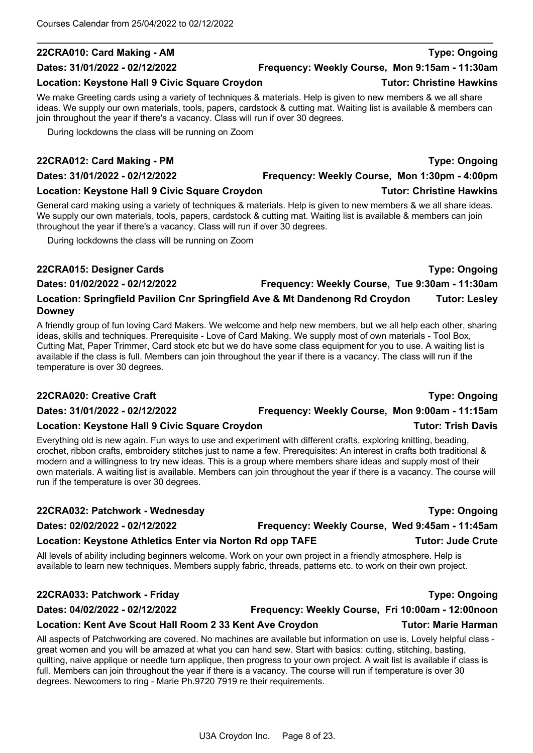## 22CRA010: Card Making - AM

**Type: Ongoing**

**Dates: 31/01/2022 - 02/12/2022** **Frequency: Weekly Course, Mon 9:15am - 11:30am**

**Location: Keystone Hall 9 Civic Square Croydon** **Tutor: Christine Hawkins**

We make Greeting cards using a variety of techniques & materials. Help is given to new members & we all share ideas. We supply our own materials, tools, papers, cardstock & cutting mat. Waiting list is available & members can join throughout the year if there's a vacancy. Class will run if over 30 degrees.

During lockdowns the class will be running on Zoom

## 22CRA012: Card Making - PM

**Type: Ongoing**

**Dates: 31/01/2022 - 02/12/2022** **Frequency: Weekly Course, Mon 1:30pm - 4:00pm**

**Location: Keystone Hall 9 Civic Square Croydon** **Tutor: Christine Hawkins**

General card making using a variety of techniques & materials. Help is given to new members & we all share ideas. We supply our own materials, tools, papers, cardstock & cutting mat. Waiting list is available & members can join throughout the year if there's a vacancy. Class will run if over 30 degrees.

During lockdowns the class will be running on Zoom

## 22CRA015: Designer Cards

**Type: Ongoing**

**Dates: 01/02/2022 - 02/12/2022** **Frequency: Weekly Course, Tue 9:30am - 11:30am**

**Location: Springfield Pavilion Cnr Springfield Ave & Mt Dandenong Rd Croydon** **Tutor: Lesley Downey**

A friendly group of fun loving Card Makers. We welcome and help new members, but we all help each other, sharing ideas, skills and techniques. Prerequisite - Love of Card Making. We supply most of own materials - Tool Box, Cutting Mat, Paper Trimmer, Card stock etc but we do have some class equipment for you to use. A waiting list is available if the class is full. Members can join throughout the year if there is a vacancy. The class will run if the temperature is over 30 degrees.

## 22CRA020: Creative Craft

**Type: Ongoing**

**Dates: 31/01/2022 - 02/12/2022** **Frequency: Weekly Course, Mon 9:00am - 11:15am**

**Location: Keystone Hall 9 Civic Square Croydon** **Tutor: Trish Davis**

Everything old is new again. Fun ways to use and experiment with different crafts, exploring knitting, beading, crochet, ribbon crafts, embroidery stitches just to name a few. Prerequisites: An interest in crafts both traditional & modern and a willingness to try new ideas. This is a group where members share ideas and supply most of their own materials. A waiting list is available. Members can join throughout the year if there is a vacancy. The course will run if the temperature is over 30 degrees.

## 22CRA032: Patchwork - Wednesday

**Type: Ongoing**

**Dates: 02/02/2022 - 02/12/2022** **Frequency: Weekly Course, Wed 9:45am - 11:45am**

**Location: Keystone Athletics Enter via Norton Rd opp TAFE** **Tutor: Jude Crute**

All levels of ability including beginners welcome. Work on your own project in a friendly atmosphere. Help is available to learn new techniques. Members supply fabric, threads, patterns etc. to work on their own project.

## 22CRA033: Patchwork - Friday

**Type: Ongoing**

**Dates: 04/02/2022 - 02/12/2022** **Frequency: Weekly Course, Fri 10:00am - 12:00noon**

**Location: Kent Ave Scout Hall Room 2 33 Kent Ave Croydon** **Tutor: Marie Harman**

All aspects of Patchworking are covered. No machines are available but information on use is. Lovely helpful class - great women and you will be amazed at what you can hand sew. Start with basics: cutting, stitching, basting, quilting, naive applique or needle turn applique, then progress to your own project. A wait list is available if class is full. Members can join throughout the year if there is a vacancy. The course will run if temperature is over 30 degrees. Newcomers to ring - Marie Ph.9720 7919 re their requirements.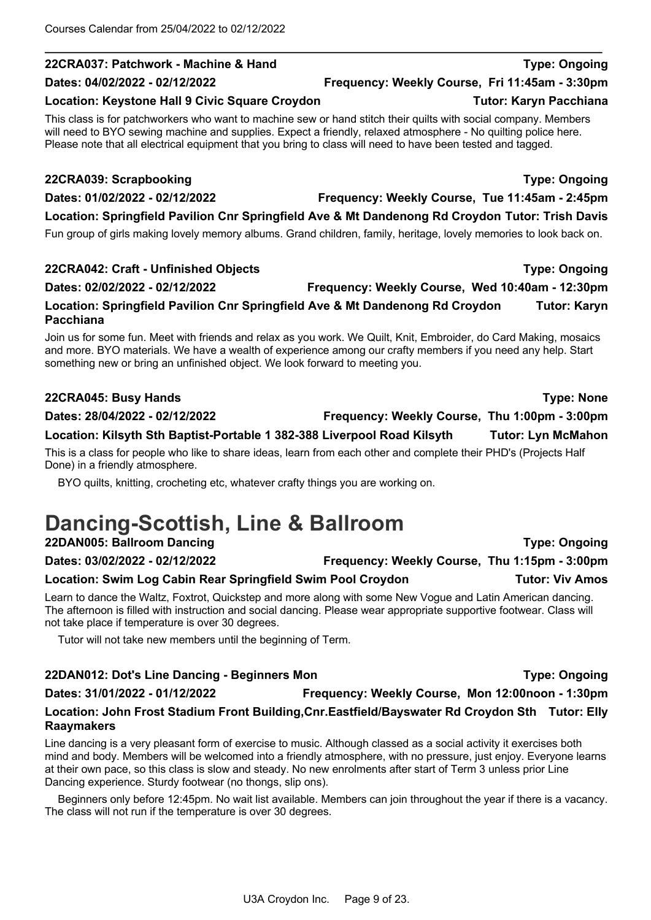**22CRA037: Patchwork - Machine & Hand** **Type: Ongoing**

**Dates: 04/02/2022 - 02/12/2022** **Frequency: Weekly Course, Fri 11:45am - 3:30pm**

**Location: Keystone Hall 9 Civic Square Croydon** **Tutor: Karyn Pacchiana**

This class is for patchworkers who want to machine sew or hand stitch their quilts with social company. Members will need to BYO sewing machine and supplies. Expect a friendly, relaxed atmosphere - No quilting police here. Please note that all electrical equipment that you bring to class will need to have been tested and tagged.

**22CRA039: Scrapbooking** **Type: Ongoing**

**Dates: 01/02/2022 - 02/12/2022** **Frequency: Weekly Course, Tue 11:45am - 2:45pm**

**Location: Springfield Pavilion Cnr Springfield Ave & Mt Dandenong Rd Croydon** **Tutor: Trish Davis**

Fun group of girls making lovely memory albums. Grand children, family, heritage, lovely memories to look back on.

**22CRA042: Craft - Unfinished Objects** **Type: Ongoing**

**Dates: 02/02/2022 - 02/12/2022** **Frequency: Weekly Course, Wed 10:40am - 12:30pm**

**Location: Springfield Pavilion Cnr Springfield Ave & Mt Dandenong Rd Croydon** **Tutor: Karyn Pacchiana**

Join us for some fun. Meet with friends and relax as you work. We Quilt, Knit, Embroider, do Card Making, mosaics and more. BYO materials. We have a wealth of experience among our crafty members if you need any help. Start something new or bring an unfinished object. We look forward to meeting you.

**22CRA045: Busy Hands** **Type: None**

**Dates: 28/04/2022 - 02/12/2022** **Frequency: Weekly Course, Thu 1:00pm - 3:00pm**

**Location: Kilsyth Sth Baptist-Portable 1 382-388 Liverpool Road Kilsyth** **Tutor: Lyn McMahon**

This is a class for people who like to share ideas, learn from each other and complete their PHD's (Projects Half Done) in a friendly atmosphere.

BYO quilts, knitting, crocheting etc, whatever crafty things you are working on.

# Dancing-Scottish, Line & Ballroom

**22DAN005: Ballroom Dancing** **Type: Ongoing**

**Dates: 03/02/2022 - 02/12/2022** **Frequency: Weekly Course, Thu 1:15pm - 3:00pm**

**Location: Swim Log Cabin Rear Springfield Swim Pool Croydon** **Tutor: Viv Amos**

Learn to dance the Waltz, Foxtrot, Quickstep and more along with some New Vogue and Latin American dancing. The afternoon is filled with instruction and social dancing. Please wear appropriate supportive footwear. Class will not take place if temperature is over 30 degrees.

Tutor will not take new members until the beginning of Term.

**22DAN012: Dot's Line Dancing - Beginners Mon** **Type: Ongoing**

**Dates: 31/01/2022 - 01/12/2022** **Frequency: Weekly Course, Mon 12:00noon - 1:30pm**

**Location: John Frost Stadium Front Building,Cnr.Eastfield/Bayswater Rd Croydon Sth** **Tutor: Elly Raaymakers**

Line dancing is a very pleasant form of exercise to music. Although classed as a social activity it exercises both mind and body. Members will be welcomed into a friendly atmosphere, with no pressure, just enjoy. Everyone learns at their own pace, so this class is slow and steady. No new enrolments after start of Term 3 unless prior Line Dancing experience. Sturdy footwear (no thongs, slip ons).

Beginners only before 12:45pm. No wait list available. Members can join throughout the year if there is a vacancy. The class will not run if the temperature is over 30 degrees.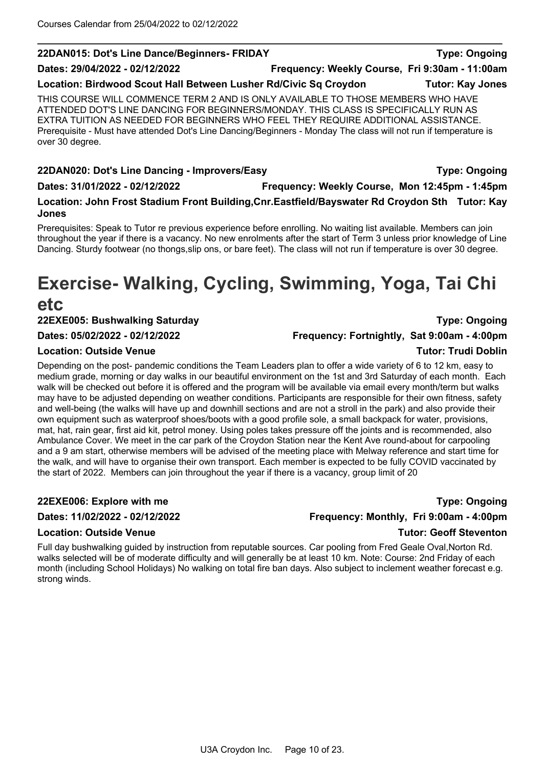**22DAN015: Dot's Line Dance/Beginners- FRIDAY** **Type: Ongoing**

**Dates: 29/04/2022 - 02/12/2022** **Frequency: Weekly Course, Fri 9:30am - 11:00am**

**Location: Birdwood Scout Hall Between Lusher Rd/Civic Sq Croydon** **Tutor: Kay Jones**

THIS COURSE WILL COMMENCE TERM 2 AND IS ONLY AVAILABLE TO THOSE MEMBERS WHO HAVE ATTENDED DOT'S LINE DANCING FOR BEGINNERS/MONDAY. THIS CLASS IS SPECIFICALLY RUN AS EXTRA TUITION AS NEEDED FOR BEGINNERS WHO FEEL THEY REQUIRE ADDITIONAL ASSISTANCE. Prerequisite - Must have attended Dot's Line Dancing/Beginners - Monday The class will not run if temperature is over 30 degree.

**22DAN020: Dot's Line Dancing - Improvers/Easy** **Type: Ongoing**

**Dates: 31/01/2022 - 02/12/2022** **Frequency: Weekly Course, Mon 12:45pm - 1:45pm**

**Location: John Frost Stadium Front Building,Cnr.Eastfield/Bayswater Rd Croydon Sth** **Tutor: Kay Jones**

Prerequisites: Speak to Tutor re previous experience before enrolling. No waiting list available. Members can join throughout the year if there is a vacancy. No new enrolments after the start of Term 3 unless prior knowledge of Line Dancing. Sturdy footwear (no thongs,slip ons, or bare feet). The class will not run if temperature is over 30 degree.

# Exercise- Walking, Cycling, Swimming, Yoga, Tai Chi etc

**22EXE005: Bushwalking Saturday** **Type: Ongoing**

**Dates: 05/02/2022 - 02/12/2022** **Frequency: Fortnightly, Sat 9:00am - 4:00pm**

**Location: Outside Venue** **Tutor: Trudi Doblin**

Depending on the post- pandemic conditions the Team Leaders plan to offer a wide variety of 6 to 12 km, easy to medium grade, morning or day walks in our beautiful environment on the 1st and 3rd Saturday of each month. Each walk will be checked out before it is offered and the program will be available via email every month/term but walks may have to be adjusted depending on weather conditions. Participants are responsible for their own fitness, safety and well-being (the walks will have up and downhill sections and are not a stroll in the park) and also provide their own equipment such as waterproof shoes/boots with a good profile sole, a small backpack for water, provisions, mat, hat, rain gear, first aid kit, petrol money. Using poles takes pressure off the joints and is recommended, also Ambulance Cover. We meet in the car park of the Croydon Station near the Kent Ave round-about for carpooling and a 9 am start, otherwise members will be advised of the meeting place with Melway reference and start time for the walk, and will have to organise their own transport. Each member is expected to be fully COVID vaccinated by the start of 2022. Members can join throughout the year if there is a vacancy, group limit of 20

**22EXE006: Explore with me** **Type: Ongoing**

**Dates: 11/02/2022 - 02/12/2022** **Frequency: Monthly, Fri 9:00am - 4:00pm**

**Location: Outside Venue** **Tutor: Geoff Steventon**

Full day bushwalking guided by instruction from reputable sources. Car pooling from Fred Geale Oval,Norton Rd. walks selected will be of moderate difficulty and will generally be at least 10 km. Note: Course: 2nd Friday of each month (including School Holidays) No walking on total fire ban days. Also subject to inclement weather forecast e.g. strong winds.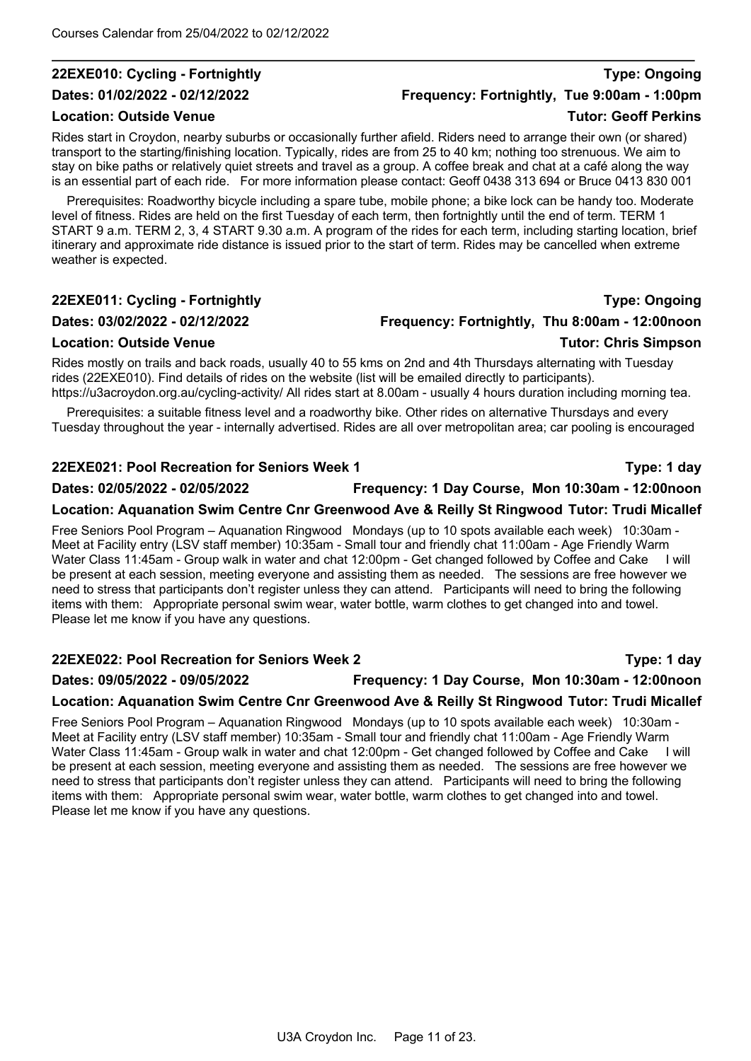### 22EXE010: Cycling - Fortnightly

**Type: Ongoing**

**Dates: 01/02/2022 - 02/12/2022**

**Frequency: Fortnightly, Tue 9:00am - 1:00pm**

**Location: Outside Venue**

**Tutor: Geoff Perkins**

Rides start in Croydon, nearby suburbs or occasionally further afield. Riders need to arrange their own (or shared) transport to the starting/finishing location. Typically, rides are from 25 to 40 km; nothing too strenuous. We aim to stay on bike paths or relatively quiet streets and travel as a group. A coffee break and chat at a café along the way is an essential part of each ride. For more information please contact: Geoff 0438 313 694 or Bruce 0413 830 001

Prerequisites: Roadworthy bicycle including a spare tube, mobile phone; a bike lock can be handy too. Moderate level of fitness. Rides are held on the first Tuesday of each term, then fortnightly until the end of term. TERM 1 START 9 a.m. TERM 2, 3, 4 START 9.30 a.m. A program of the rides for each term, including starting location, brief itinerary and approximate ride distance is issued prior to the start of term. Rides may be cancelled when extreme weather is expected.

### 22EXE011: Cycling - Fortnightly

**Type: Ongoing**

**Dates: 03/02/2022 - 02/12/2022**

**Frequency: Fortnightly, Thu 8:00am - 12:00noon**

**Location: Outside Venue**

**Tutor: Chris Simpson**

Rides mostly on trails and back roads, usually 40 to 55 kms on 2nd and 4th Thursdays alternating with Tuesday rides (22EXE010). Find details of rides on the website (list will be emailed directly to participants). https://u3acroydon.org.au/cycling-activity/ All rides start at 8.00am - usually 4 hours duration including morning tea.

Prerequisites: a suitable fitness level and a roadworthy bike. Other rides on alternative Thursdays and every Tuesday throughout the year - internally advertised. Rides are all over metropolitan area; car pooling is encouraged

### 22EXE021: Pool Recreation for Seniors Week 1

**Type: 1 day**

**Dates: 02/05/2022 - 02/05/2022**

**Frequency: 1 Day Course, Mon 10:30am - 12:00noon**

**Location: Aquanation Swim Centre Cnr Greenwood Ave & Reilly St Ringwood**

**Tutor: Trudi Micallef**

Free Seniors Pool Program – Aquanation Ringwood Mondays (up to 10 spots available each week) 10:30am - Meet at Facility entry (LSV staff member) 10:35am - Small tour and friendly chat 11:00am - Age Friendly Warm Water Class 11:45am - Group walk in water and chat 12:00pm - Get changed followed by Coffee and Cake I will be present at each session, meeting everyone and assisting them as needed. The sessions are free however we need to stress that participants don't register unless they can attend. Participants will need to bring the following items with them: Appropriate personal swim wear, water bottle, warm clothes to get changed into and towel. Please let me know if you have any questions.

### 22EXE022: Pool Recreation for Seniors Week 2

**Type: 1 day**

**Dates: 09/05/2022 - 09/05/2022**

**Frequency: 1 Day Course, Mon 10:30am - 12:00noon**

**Location: Aquanation Swim Centre Cnr Greenwood Ave & Reilly St Ringwood**

**Tutor: Trudi Micallef**

Free Seniors Pool Program – Aquanation Ringwood Mondays (up to 10 spots available each week) 10:30am - Meet at Facility entry (LSV staff member) 10:35am - Small tour and friendly chat 11:00am - Age Friendly Warm Water Class 11:45am - Group walk in water and chat 12:00pm - Get changed followed by Coffee and Cake I will be present at each session, meeting everyone and assisting them as needed. The sessions are free however we need to stress that participants don't register unless they can attend. Participants will need to bring the following items with them: Appropriate personal swim wear, water bottle, warm clothes to get changed into and towel. Please let me know if you have any questions.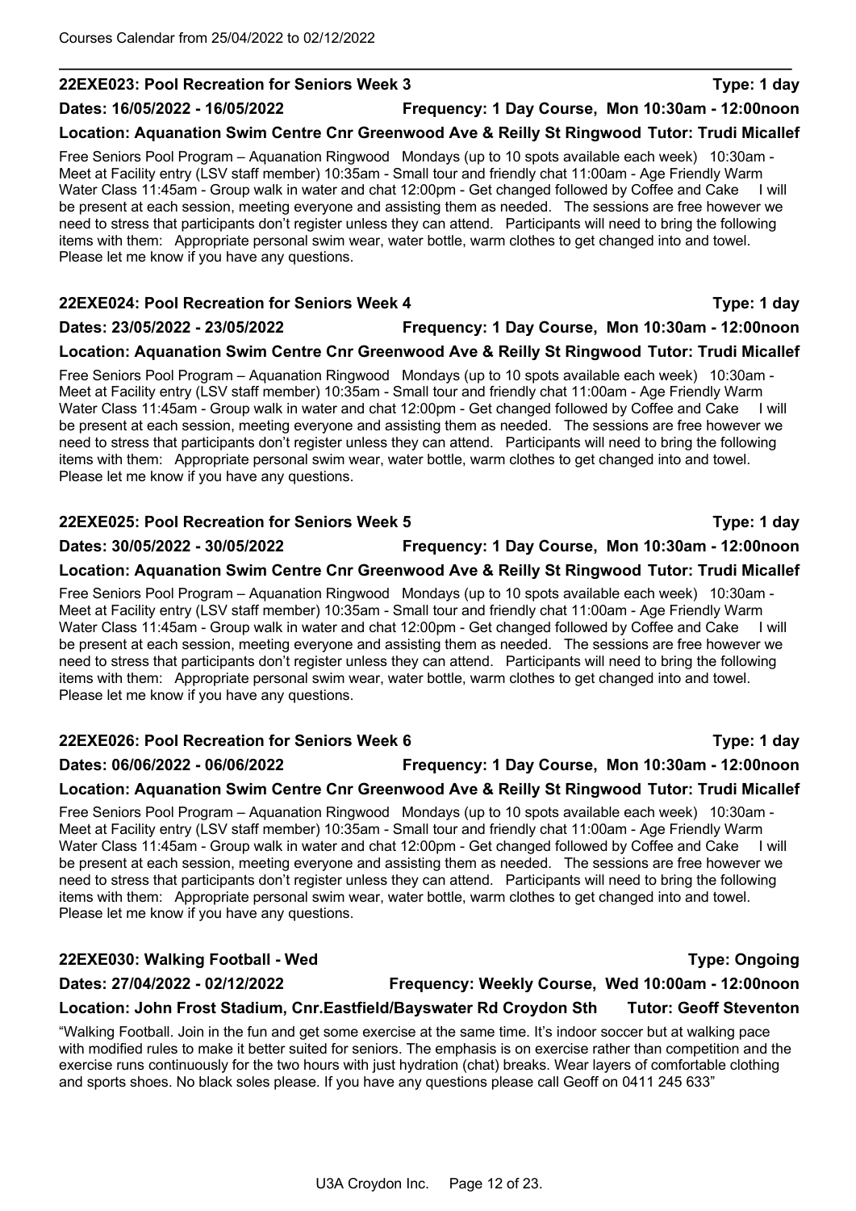### 22EXE023: Pool Recreation for Seniors Week 3 — Type: 1 day

**Dates: 16/05/2022 - 16/05/2022** — **Frequency: 1 Day Course, Mon 10:30am - 12:00noon**

**Location: Aquanation Swim Centre Cnr Greenwood Ave & Reilly St Ringwood** — **Tutor: Trudi Micallef**

Free Seniors Pool Program – Aquanation Ringwood Mondays (up to 10 spots available each week) 10:30am - Meet at Facility entry (LSV staff member) 10:35am - Small tour and friendly chat 11:00am - Age Friendly Warm Water Class 11:45am - Group walk in water and chat 12:00pm - Get changed followed by Coffee and Cake I will be present at each session, meeting everyone and assisting them as needed. The sessions are free however we need to stress that participants don't register unless they can attend. Participants will need to bring the following items with them: Appropriate personal swim wear, water bottle, warm clothes to get changed into and towel. Please let me know if you have any questions.

### 22EXE024: Pool Recreation for Seniors Week 4 — Type: 1 day

**Dates: 23/05/2022 - 23/05/2022** — **Frequency: 1 Day Course, Mon 10:30am - 12:00noon**

**Location: Aquanation Swim Centre Cnr Greenwood Ave & Reilly St Ringwood** — **Tutor: Trudi Micallef**

Free Seniors Pool Program – Aquanation Ringwood Mondays (up to 10 spots available each week) 10:30am - Meet at Facility entry (LSV staff member) 10:35am - Small tour and friendly chat 11:00am - Age Friendly Warm Water Class 11:45am - Group walk in water and chat 12:00pm - Get changed followed by Coffee and Cake I will be present at each session, meeting everyone and assisting them as needed. The sessions are free however we need to stress that participants don't register unless they can attend. Participants will need to bring the following items with them: Appropriate personal swim wear, water bottle, warm clothes to get changed into and towel. Please let me know if you have any questions.

### 22EXE025: Pool Recreation for Seniors Week 5 — Type: 1 day

**Dates: 30/05/2022 - 30/05/2022** — **Frequency: 1 Day Course, Mon 10:30am - 12:00noon**

**Location: Aquanation Swim Centre Cnr Greenwood Ave & Reilly St Ringwood** — **Tutor: Trudi Micallef**

Free Seniors Pool Program – Aquanation Ringwood Mondays (up to 10 spots available each week) 10:30am - Meet at Facility entry (LSV staff member) 10:35am - Small tour and friendly chat 11:00am - Age Friendly Warm Water Class 11:45am - Group walk in water and chat 12:00pm - Get changed followed by Coffee and Cake I will be present at each session, meeting everyone and assisting them as needed. The sessions are free however we need to stress that participants don't register unless they can attend. Participants will need to bring the following items with them: Appropriate personal swim wear, water bottle, warm clothes to get changed into and towel. Please let me know if you have any questions.

### 22EXE026: Pool Recreation for Seniors Week 6 — Type: 1 day

**Dates: 06/06/2022 - 06/06/2022** — **Frequency: 1 Day Course, Mon 10:30am - 12:00noon**

**Location: Aquanation Swim Centre Cnr Greenwood Ave & Reilly St Ringwood** — **Tutor: Trudi Micallef**

Free Seniors Pool Program – Aquanation Ringwood Mondays (up to 10 spots available each week) 10:30am - Meet at Facility entry (LSV staff member) 10:35am - Small tour and friendly chat 11:00am - Age Friendly Warm Water Class 11:45am - Group walk in water and chat 12:00pm - Get changed followed by Coffee and Cake I will be present at each session, meeting everyone and assisting them as needed. The sessions are free however we need to stress that participants don't register unless they can attend. Participants will need to bring the following items with them: Appropriate personal swim wear, water bottle, warm clothes to get changed into and towel. Please let me know if you have any questions.

### 22EXE030: Walking Football - Wed — Type: Ongoing

**Dates: 27/04/2022 - 02/12/2022** — **Frequency: Weekly Course, Wed 10:00am - 12:00noon**

**Location: John Frost Stadium, Cnr.Eastfield/Bayswater Rd Croydon Sth** — **Tutor: Geoff Steventon**

"Walking Football. Join in the fun and get some exercise at the same time. It's indoor soccer but at walking pace with modified rules to make it better suited for seniors. The emphasis is on exercise rather than competition and the exercise runs continuously for the two hours with just hydration (chat) breaks. Wear layers of comfortable clothing and sports shoes. No black soles please. If you have any questions please call Geoff on 0411 245 633"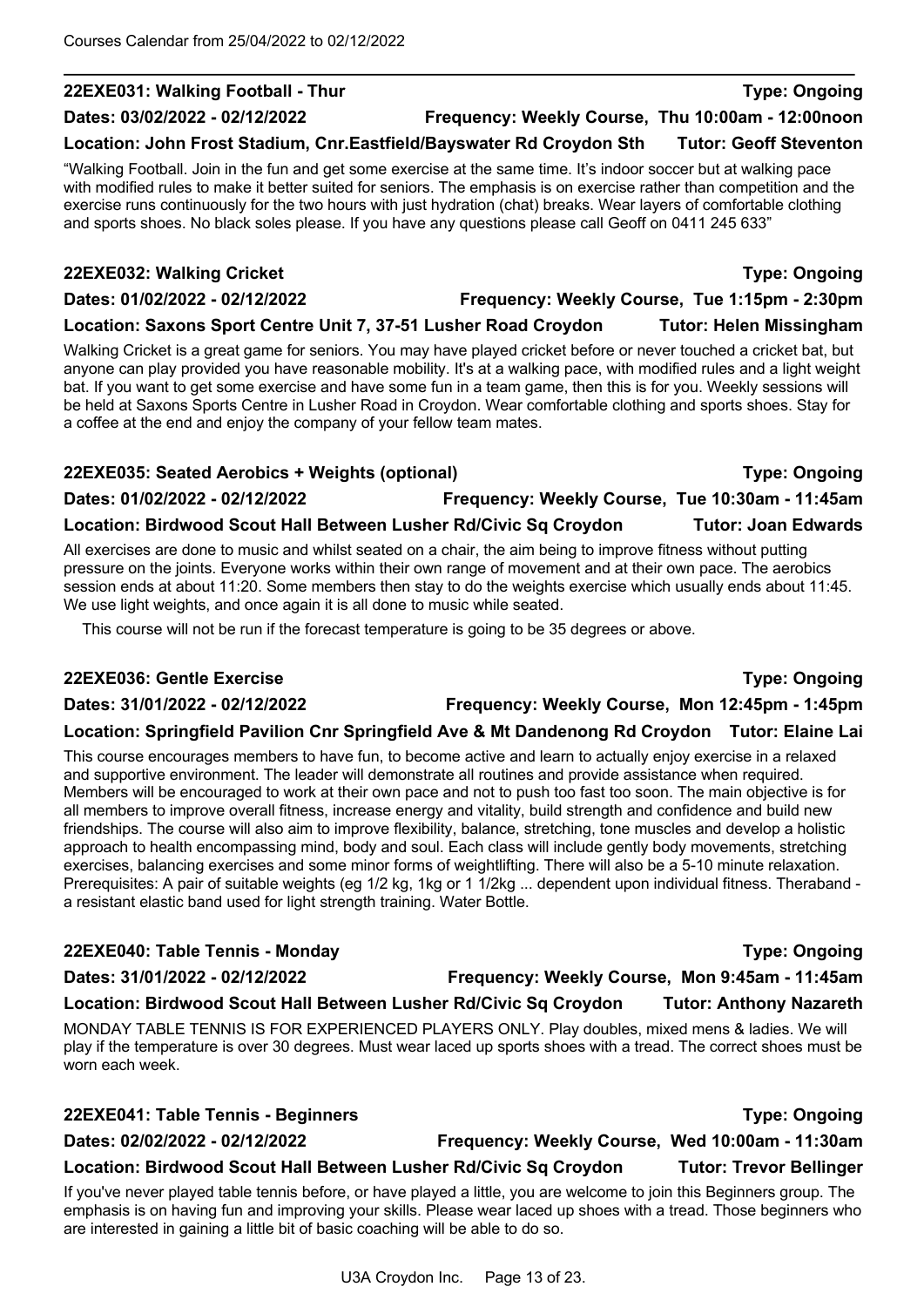### 22EXE031: Walking Football - Thur

**Type: Ongoing**

**Dates: 03/02/2022 - 02/12/2022** — **Frequency: Weekly Course, Thu 10:00am - 12:00noon**

**Location: John Frost Stadium, Cnr.Eastfield/Bayswater Rd Croydon Sth** — **Tutor: Geoff Steventon**

"Walking Football. Join in the fun and get some exercise at the same time. It's indoor soccer but at walking pace with modified rules to make it better suited for seniors. The emphasis is on exercise rather than competition and the exercise runs continuously for the two hours with just hydration (chat) breaks. Wear layers of comfortable clothing and sports shoes. No black soles please. If you have any questions please call Geoff on 0411 245 633"

### 22EXE032: Walking Cricket

**Type: Ongoing**

**Dates: 01/02/2022 - 02/12/2022** — **Frequency: Weekly Course, Tue 1:15pm - 2:30pm**

**Location: Saxons Sport Centre Unit 7, 37-51 Lusher Road Croydon** — **Tutor: Helen Missingham**

Walking Cricket is a great game for seniors. You may have played cricket before or never touched a cricket bat, but anyone can play provided you have reasonable mobility. It's at a walking pace, with modified rules and a light weight bat. If you want to get some exercise and have some fun in a team game, then this is for you. Weekly sessions will be held at Saxons Sports Centre in Lusher Road in Croydon. Wear comfortable clothing and sports shoes. Stay for a coffee at the end and enjoy the company of your fellow team mates.

### 22EXE035: Seated Aerobics + Weights (optional)

**Type: Ongoing**

**Dates: 01/02/2022 - 02/12/2022** — **Frequency: Weekly Course, Tue 10:30am - 11:45am**

**Location: Birdwood Scout Hall Between Lusher Rd/Civic Sq Croydon** — **Tutor: Joan Edwards**

All exercises are done to music and whilst seated on a chair, the aim being to improve fitness without putting pressure on the joints. Everyone works within their own range of movement and at their own pace. The aerobics session ends at about 11:20. Some members then stay to do the weights exercise which usually ends about 11:45. We use light weights, and once again it is all done to music while seated.

This course will not be run if the forecast temperature is going to be 35 degrees or above.

### 22EXE036: Gentle Exercise

**Type: Ongoing**

**Dates: 31/01/2022 - 02/12/2022** — **Frequency: Weekly Course, Mon 12:45pm - 1:45pm**

**Location: Springfield Pavilion Cnr Springfield Ave & Mt Dandenong Rd Croydon** — **Tutor: Elaine Lai**

This course encourages members to have fun, to become active and learn to actually enjoy exercise in a relaxed and supportive environment. The leader will demonstrate all routines and provide assistance when required. Members will be encouraged to work at their own pace and not to push too fast too soon. The main objective is for all members to improve overall fitness, increase energy and vitality, build strength and confidence and build new friendships. The course will also aim to improve flexibility, balance, stretching, tone muscles and develop a holistic approach to health encompassing mind, body and soul. Each class will include gently body movements, stretching exercises, balancing exercises and some minor forms of weightlifting. There will also be a 5-10 minute relaxation. Prerequisites: A pair of suitable weights (eg 1/2 kg, 1kg or 1 1/2kg ... dependent upon individual fitness. Theraband - a resistant elastic band used for light strength training. Water Bottle.

### 22EXE040: Table Tennis - Monday

**Type: Ongoing**

**Dates: 31/01/2022 - 02/12/2022** — **Frequency: Weekly Course, Mon 9:45am - 11:45am**

**Location: Birdwood Scout Hall Between Lusher Rd/Civic Sq Croydon** — **Tutor: Anthony Nazareth**

MONDAY TABLE TENNIS IS FOR EXPERIENCED PLAYERS ONLY. Play doubles, mixed mens & ladies. We will play if the temperature is over 30 degrees. Must wear laced up sports shoes with a tread. The correct shoes must be worn each week.

### 22EXE041: Table Tennis - Beginners

**Type: Ongoing**

**Dates: 02/02/2022 - 02/12/2022** — **Frequency: Weekly Course, Wed 10:00am - 11:30am**

**Location: Birdwood Scout Hall Between Lusher Rd/Civic Sq Croydon** — **Tutor: Trevor Bellinger**

If you've never played table tennis before, or have played a little, you are welcome to join this Beginners group. The emphasis is on having fun and improving your skills. Please wear laced up shoes with a tread. Those beginners who are interested in gaining a little bit of basic coaching will be able to do so.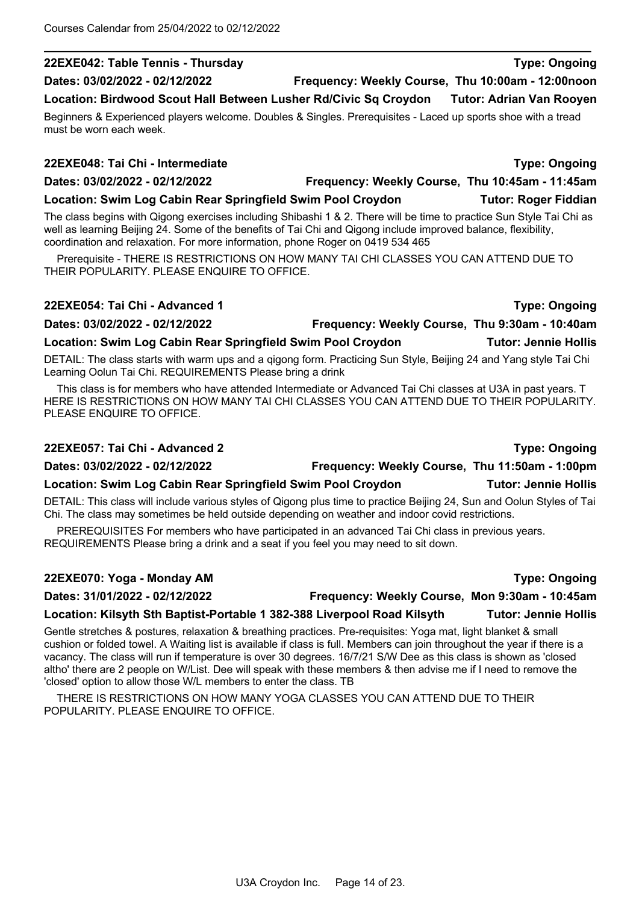### 22EXE042: Table Tennis - Thursday

**Type: Ongoing**

**Dates: 03/02/2022 - 02/12/2022** **Frequency: Weekly Course, Thu 10:00am - 12:00noon**

**Location: Birdwood Scout Hall Between Lusher Rd/Civic Sq Croydon** **Tutor: Adrian Van Rooyen**

Beginners & Experienced players welcome. Doubles & Singles. Prerequisites - Laced up sports shoe with a tread must be worn each week.

### 22EXE048: Tai Chi - Intermediate

**Type: Ongoing**

**Dates: 03/02/2022 - 02/12/2022** **Frequency: Weekly Course, Thu 10:45am - 11:45am**

**Location: Swim Log Cabin Rear Springfield Swim Pool Croydon** **Tutor: Roger Fiddian**

The class begins with Qigong exercises including Shibashi 1 & 2. There will be time to practice Sun Style Tai Chi as well as learning Beijing 24. Some of the benefits of Tai Chi and Qigong include improved balance, flexibility, coordination and relaxation. For more information, phone Roger on 0419 534 465

Prerequisite - THERE IS RESTRICTIONS ON HOW MANY TAI CHI CLASSES YOU CAN ATTEND DUE TO THEIR POPULARITY. PLEASE ENQUIRE TO OFFICE.

### 22EXE054: Tai Chi - Advanced 1

**Type: Ongoing**

**Dates: 03/02/2022 - 02/12/2022** **Frequency: Weekly Course, Thu 9:30am - 10:40am**

**Location: Swim Log Cabin Rear Springfield Swim Pool Croydon** **Tutor: Jennie Hollis**

DETAIL: The class starts with warm ups and a qigong form. Practicing Sun Style, Beijing 24 and Yang style Tai Chi Learning Oolun Tai Chi. REQUIREMENTS Please bring a drink

This class is for members who have attended Intermediate or Advanced Tai Chi classes at U3A in past years. T HERE IS RESTRICTIONS ON HOW MANY TAI CHI CLASSES YOU CAN ATTEND DUE TO THEIR POPULARITY. PLEASE ENQUIRE TO OFFICE.

### 22EXE057: Tai Chi - Advanced 2

**Type: Ongoing**

**Dates: 03/02/2022 - 02/12/2022** **Frequency: Weekly Course, Thu 11:50am - 1:00pm**

**Location: Swim Log Cabin Rear Springfield Swim Pool Croydon** **Tutor: Jennie Hollis**

DETAIL: This class will include various styles of Qigong plus time to practice Beijing 24, Sun and Oolun Styles of Tai Chi. The class may sometimes be held outside depending on weather and indoor covid restrictions.

PREREQUISITES For members who have participated in an advanced Tai Chi class in previous years. REQUIREMENTS Please bring a drink and a seat if you feel you may need to sit down.

### 22EXE070: Yoga - Monday AM

**Type: Ongoing**

**Dates: 31/01/2022 - 02/12/2022** **Frequency: Weekly Course, Mon 9:30am - 10:45am**

**Location: Kilsyth Sth Baptist-Portable 1 382-388 Liverpool Road Kilsyth** **Tutor: Jennie Hollis**

Gentle stretches & postures, relaxation & breathing practices. Pre-requisites: Yoga mat, light blanket & small cushion or folded towel. A Waiting list is available if class is full. Members can join throughout the year if there is a vacancy. The class will run if temperature is over 30 degrees. 16/7/21 S/W Dee as this class is shown as 'closed altho' there are 2 people on W/List. Dee will speak with these members & then advise me if I need to remove the 'closed' option to allow those W/L members to enter the class. TB

THERE IS RESTRICTIONS ON HOW MANY YOGA CLASSES YOU CAN ATTEND DUE TO THEIR POPULARITY. PLEASE ENQUIRE TO OFFICE.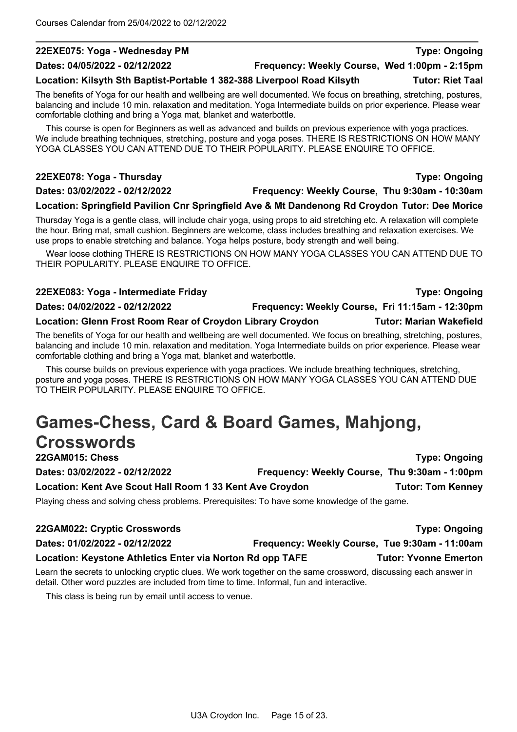**22EXE075: Yoga - Wednesday PM** **Type: Ongoing**

**Dates: 04/05/2022 - 02/12/2022** **Frequency: Weekly Course, Wed 1:00pm - 2:15pm**

**Location: Kilsyth Sth Baptist-Portable 1 382-388 Liverpool Road Kilsyth** **Tutor: Riet Taal**

The benefits of Yoga for our health and wellbeing are well documented. We focus on breathing, stretching, postures, balancing and include 10 min. relaxation and meditation. Yoga Intermediate builds on prior experience. Please wear comfortable clothing and bring a Yoga mat, blanket and waterbottle.

This course is open for Beginners as well as advanced and builds on previous experience with yoga practices. We include breathing techniques, stretching, posture and yoga poses. THERE IS RESTRICTIONS ON HOW MANY YOGA CLASSES YOU CAN ATTEND DUE TO THEIR POPULARITY. PLEASE ENQUIRE TO OFFICE.

**22EXE078: Yoga - Thursday** **Type: Ongoing**

**Dates: 03/02/2022 - 02/12/2022** **Frequency: Weekly Course, Thu 9:30am - 10:30am**

**Location: Springfield Pavilion Cnr Springfield Ave & Mt Dandenong Rd Croydon** **Tutor: Dee Morice**

Thursday Yoga is a gentle class, will include chair yoga, using props to aid stretching etc. A relaxation will complete the hour. Bring mat, small cushion. Beginners are welcome, class includes breathing and relaxation exercises. We use props to enable stretching and balance. Yoga helps posture, body strength and well being.

Wear loose clothing THERE IS RESTRICTIONS ON HOW MANY YOGA CLASSES YOU CAN ATTEND DUE TO THEIR POPULARITY. PLEASE ENQUIRE TO OFFICE.

**22EXE083: Yoga - Intermediate Friday** **Type: Ongoing**

**Dates: 04/02/2022 - 02/12/2022** **Frequency: Weekly Course, Fri 11:15am - 12:30pm**

**Location: Glenn Frost Room Rear of Croydon Library Croydon** **Tutor: Marian Wakefield**

The benefits of Yoga for our health and wellbeing are well documented. We focus on breathing, stretching, postures, balancing and include 10 min. relaxation and meditation. Yoga Intermediate builds on prior experience. Please wear comfortable clothing and bring a Yoga mat, blanket and waterbottle.

This course builds on previous experience with yoga practices. We include breathing techniques, stretching, posture and yoga poses. THERE IS RESTRICTIONS ON HOW MANY YOGA CLASSES YOU CAN ATTEND DUE TO THEIR POPULARITY. PLEASE ENQUIRE TO OFFICE.

# Games-Chess, Card & Board Games, Mahjong, Crosswords

**22GAM015: Chess** **Type: Ongoing**

**Dates: 03/02/2022 - 02/12/2022** **Frequency: Weekly Course, Thu 9:30am - 1:00pm**

**Location: Kent Ave Scout Hall Room 1 33 Kent Ave Croydon** **Tutor: Tom Kenney**

Playing chess and solving chess problems. Prerequisites: To have some knowledge of the game.

**22GAM022: Cryptic Crosswords** **Type: Ongoing**

**Dates: 01/02/2022 - 02/12/2022** **Frequency: Weekly Course, Tue 9:30am - 11:00am**

**Location: Keystone Athletics Enter via Norton Rd opp TAFE** **Tutor: Yvonne Emerton**

Learn the secrets to unlocking cryptic clues. We work together on the same crossword, discussing each answer in detail. Other word puzzles are included from time to time. Informal, fun and interactive.

This class is being run by email until access to venue.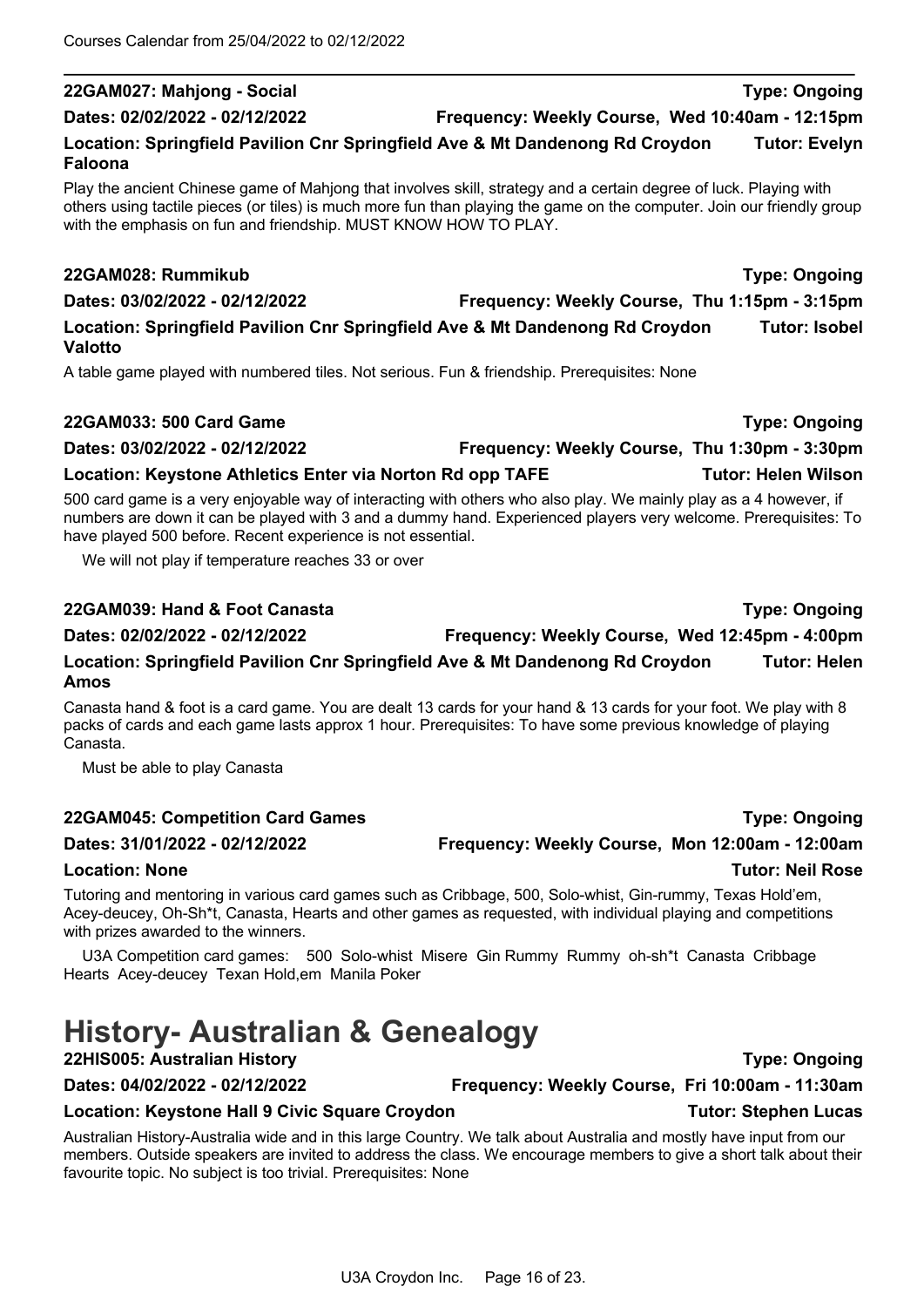**22GAM027: Mahjong - Social** **Type: Ongoing**

**Dates: 02/02/2022 - 02/12/2022** **Frequency: Weekly Course, Wed 10:40am - 12:15pm**

**Location: Springfield Pavilion Cnr Springfield Ave & Mt Dandenong Rd Croydon** **Tutor: Evelyn Faloona**

Play the ancient Chinese game of Mahjong that involves skill, strategy and a certain degree of luck. Playing with others using tactile pieces (or tiles) is much more fun than playing the game on the computer. Join our friendly group with the emphasis on fun and friendship. MUST KNOW HOW TO PLAY.

**22GAM028: Rummikub** **Type: Ongoing**

**Dates: 03/02/2022 - 02/12/2022** **Frequency: Weekly Course, Thu 1:15pm - 3:15pm**

**Location: Springfield Pavilion Cnr Springfield Ave & Mt Dandenong Rd Croydon** **Tutor: Isobel Valotto**

A table game played with numbered tiles. Not serious. Fun & friendship. Prerequisites: None

**22GAM033: 500 Card Game** **Type: Ongoing**

**Dates: 03/02/2022 - 02/12/2022** **Frequency: Weekly Course, Thu 1:30pm - 3:30pm**

**Location: Keystone Athletics Enter via Norton Rd opp TAFE** **Tutor: Helen Wilson**

500 card game is a very enjoyable way of interacting with others who also play. We mainly play as a 4 however, if numbers are down it can be played with 3 and a dummy hand. Experienced players very welcome. Prerequisites: To have played 500 before. Recent experience is not essential.

We will not play if temperature reaches 33 or over

**22GAM039: Hand & Foot Canasta** **Type: Ongoing**

**Dates: 02/02/2022 - 02/12/2022** **Frequency: Weekly Course, Wed 12:45pm - 4:00pm**

**Location: Springfield Pavilion Cnr Springfield Ave & Mt Dandenong Rd Croydon** **Tutor: Helen Amos**

Canasta hand & foot is a card game. You are dealt 13 cards for your hand & 13 cards for your foot. We play with 8 packs of cards and each game lasts approx 1 hour. Prerequisites: To have some previous knowledge of playing Canasta.

Must be able to play Canasta

**22GAM045: Competition Card Games** **Type: Ongoing**

**Dates: 31/01/2022 - 02/12/2022** **Frequency: Weekly Course, Mon 12:00am - 12:00am**

**Location: None** **Tutor: Neil Rose**

Tutoring and mentoring in various card games such as Cribbage, 500, Solo-whist, Gin-rummy, Texas Hold'em, Acey-deucey, Oh-Sh*t, Canasta, Hearts and other games as requested, with individual playing and competitions with prizes awarded to the winners.

U3A Competition card games: 500 Solo-whist Misere Gin Rummy Rummy oh-sh*t Canasta Cribbage Hearts Acey-deucey Texan Hold,em Manila Poker

# History- Australian & Genealogy

**22HIS005: Australian History** **Type: Ongoing**

**Dates: 04/02/2022 - 02/12/2022** **Frequency: Weekly Course, Fri 10:00am - 11:30am**

**Location: Keystone Hall 9 Civic Square Croydon** **Tutor: Stephen Lucas**

Australian History-Australia wide and in this large Country. We talk about Australia and mostly have input from our members. Outside speakers are invited to address the class. We encourage members to give a short talk about their favourite topic. No subject is too trivial. Prerequisites: None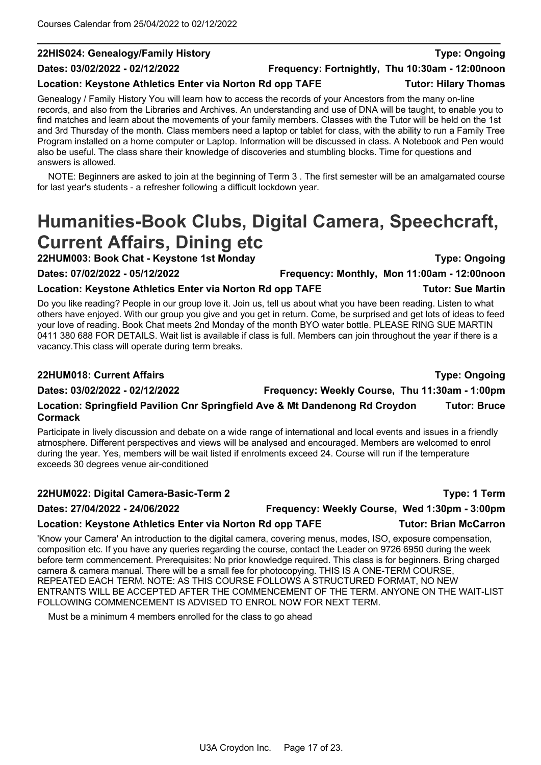### 22HIS024: Genealogy/Family History

**Type: Ongoing**

**Dates: 03/02/2022 - 02/12/2022** **Frequency: Fortnightly, Thu 10:30am - 12:00noon**

**Location: Keystone Athletics Enter via Norton Rd opp TAFE** **Tutor: Hilary Thomas**

Genealogy / Family History You will learn how to access the records of your Ancestors from the many on-line records, and also from the Libraries and Archives. An understanding and use of DNA will be taught, to enable you to find matches and learn about the movements of your family members. Classes with the Tutor will be held on the 1st and 3rd Thursday of the month. Class members need a laptop or tablet for class, with the ability to run a Family Tree Program installed on a home computer or Laptop. Information will be discussed in class. A Notebook and Pen would also be useful. The class share their knowledge of discoveries and stumbling blocks. Time for questions and answers is allowed.

NOTE: Beginners are asked to join at the beginning of Term 3 . The first semester will be an amalgamated course for last year's students - a refresher following a difficult lockdown year.

# Humanities-Book Clubs, Digital Camera, Speechcraft, Current Affairs, Dining etc

### 22HUM003: Book Chat - Keystone 1st Monday

**Type: Ongoing**

**Dates: 07/02/2022 - 05/12/2022** **Frequency: Monthly, Mon 11:00am - 12:00noon**

**Location: Keystone Athletics Enter via Norton Rd opp TAFE** **Tutor: Sue Martin**

Do you like reading? People in our group love it. Join us, tell us about what you have been reading. Listen to what others have enjoyed. With our group you give and you get in return. Come, be surprised and get lots of ideas to feed your love of reading. Book Chat meets 2nd Monday of the month BYO water bottle. PLEASE RING SUE MARTIN 0411 380 688 FOR DETAILS. Wait list is available if class is full. Members can join throughout the year if there is a vacancy.This class will operate during term breaks.

### 22HUM018: Current Affairs

**Type: Ongoing**

**Dates: 03/02/2022 - 02/12/2022** **Frequency: Weekly Course, Thu 11:30am - 1:00pm**

**Location: Springfield Pavilion Cnr Springfield Ave & Mt Dandenong Rd Croydon** **Tutor: Bruce Cormack**

Participate in lively discussion and debate on a wide range of international and local events and issues in a friendly atmosphere. Different perspectives and views will be analysed and encouraged. Members are welcomed to enrol during the year. Yes, members will be wait listed if enrolments exceed 24. Course will run if the temperature exceeds 30 degrees venue air-conditioned

### 22HUM022: Digital Camera-Basic-Term 2

**Type: 1 Term**

**Dates: 27/04/2022 - 24/06/2022** **Frequency: Weekly Course, Wed 1:30pm - 3:00pm**

**Location: Keystone Athletics Enter via Norton Rd opp TAFE** **Tutor: Brian McCarron**

'Know your Camera' An introduction to the digital camera, covering menus, modes, ISO, exposure compensation, composition etc. If you have any queries regarding the course, contact the Leader on 9726 6950 during the week before term commencement. Prerequisites: No prior knowledge required. This class is for beginners. Bring charged camera & camera manual. There will be a small fee for photocopying. THIS IS A ONE-TERM COURSE, REPEATED EACH TERM. NOTE: AS THIS COURSE FOLLOWS A STRUCTURED FORMAT, NO NEW ENTRANTS WILL BE ACCEPTED AFTER THE COMMENCEMENT OF THE TERM. ANYONE ON THE WAIT-LIST FOLLOWING COMMENCEMENT IS ADVISED TO ENROL NOW FOR NEXT TERM.

Must be a minimum 4 members enrolled for the class to go ahead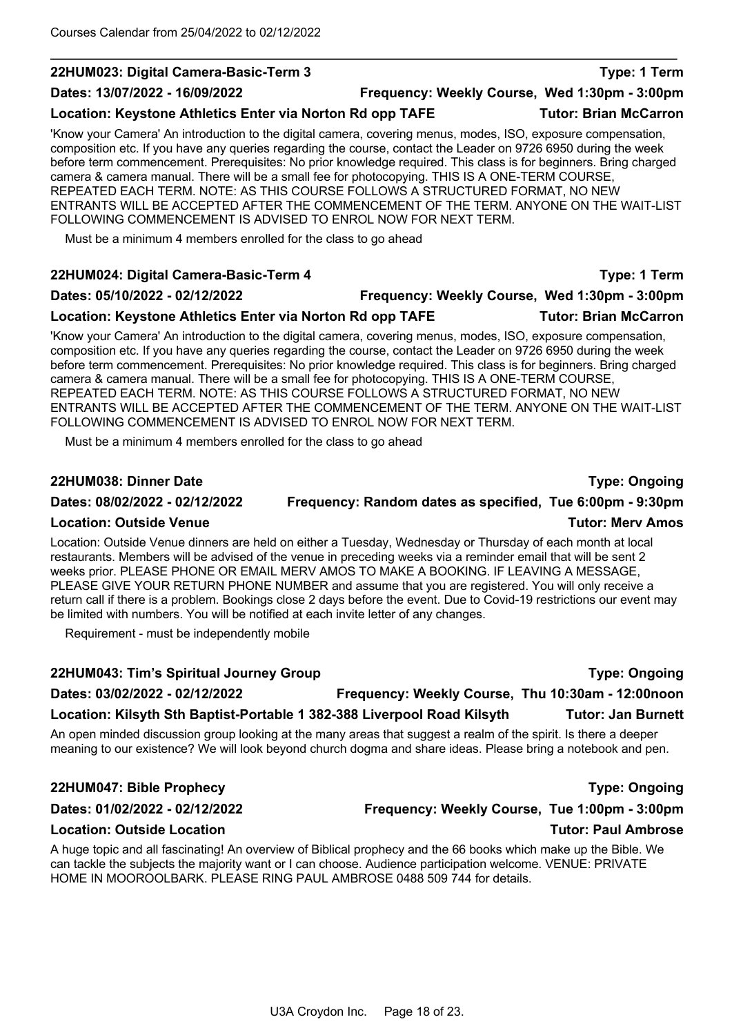### 22HUM023: Digital Camera-Basic-Term 3

**Type: 1 Term**

**Dates: 13/07/2022 - 16/09/2022** | **Frequency: Weekly Course, Wed 1:30pm - 3:00pm**

**Location: Keystone Athletics Enter via Norton Rd opp TAFE** | **Tutor: Brian McCarron**

'Know your Camera' An introduction to the digital camera, covering menus, modes, ISO, exposure compensation, composition etc. If you have any queries regarding the course, contact the Leader on 9726 6950 during the week before term commencement. Prerequisites: No prior knowledge required. This class is for beginners. Bring charged camera & camera manual. There will be a small fee for photocopying. THIS IS A ONE-TERM COURSE, REPEATED EACH TERM. NOTE: AS THIS COURSE FOLLOWS A STRUCTURED FORMAT, NO NEW ENTRANTS WILL BE ACCEPTED AFTER THE COMMENCEMENT OF THE TERM. ANYONE ON THE WAIT-LIST FOLLOWING COMMENCEMENT IS ADVISED TO ENROL NOW FOR NEXT TERM.

Must be a minimum 4 members enrolled for the class to go ahead

### 22HUM024: Digital Camera-Basic-Term 4

**Type: 1 Term**

**Dates: 05/10/2022 - 02/12/2022** | **Frequency: Weekly Course, Wed 1:30pm - 3:00pm**

**Location: Keystone Athletics Enter via Norton Rd opp TAFE** | **Tutor: Brian McCarron**

'Know your Camera' An introduction to the digital camera, covering menus, modes, ISO, exposure compensation, composition etc. If you have any queries regarding the course, contact the Leader on 9726 6950 during the week before term commencement. Prerequisites: No prior knowledge required. This class is for beginners. Bring charged camera & camera manual. There will be a small fee for photocopying. THIS IS A ONE-TERM COURSE, REPEATED EACH TERM. NOTE: AS THIS COURSE FOLLOWS A STRUCTURED FORMAT, NO NEW ENTRANTS WILL BE ACCEPTED AFTER THE COMMENCEMENT OF THE TERM. ANYONE ON THE WAIT-LIST FOLLOWING COMMENCEMENT IS ADVISED TO ENROL NOW FOR NEXT TERM.

Must be a minimum 4 members enrolled for the class to go ahead

### 22HUM038: Dinner Date

**Type: Ongoing**

**Dates: 08/02/2022 - 02/12/2022** | **Frequency: Random dates as specified, Tue 6:00pm - 9:30pm**

**Location: Outside Venue** | **Tutor: Merv Amos**

Location: Outside Venue dinners are held on either a Tuesday, Wednesday or Thursday of each month at local restaurants. Members will be advised of the venue in preceding weeks via a reminder email that will be sent 2 weeks prior. PLEASE PHONE OR EMAIL MERV AMOS TO MAKE A BOOKING. IF LEAVING A MESSAGE, PLEASE GIVE YOUR RETURN PHONE NUMBER and assume that you are registered. You will only receive a return call if there is a problem. Bookings close 2 days before the event. Due to Covid-19 restrictions our event may be limited with numbers. You will be notified at each invite letter of any changes.

Requirement - must be independently mobile

### 22HUM043: Tim's Spiritual Journey Group

**Type: Ongoing**

**Dates: 03/02/2022 - 02/12/2022** | **Frequency: Weekly Course, Thu 10:30am - 12:00noon**

**Location: Kilsyth Sth Baptist-Portable 1 382-388 Liverpool Road Kilsyth** | **Tutor: Jan Burnett**

An open minded discussion group looking at the many areas that suggest a realm of the spirit. Is there a deeper meaning to our existence? We will look beyond church dogma and share ideas. Please bring a notebook and pen.

### 22HUM047: Bible Prophecy

**Type: Ongoing**

**Dates: 01/02/2022 - 02/12/2022** | **Frequency: Weekly Course, Tue 1:00pm - 3:00pm**

**Location: Outside Location** | **Tutor: Paul Ambrose**

A huge topic and all fascinating! An overview of Biblical prophecy and the 66 books which make up the Bible. We can tackle the subjects the majority want or I can choose. Audience participation welcome. VENUE: PRIVATE HOME IN MOOROOLBARK. PLEASE RING PAUL AMBROSE 0488 509 744 for details.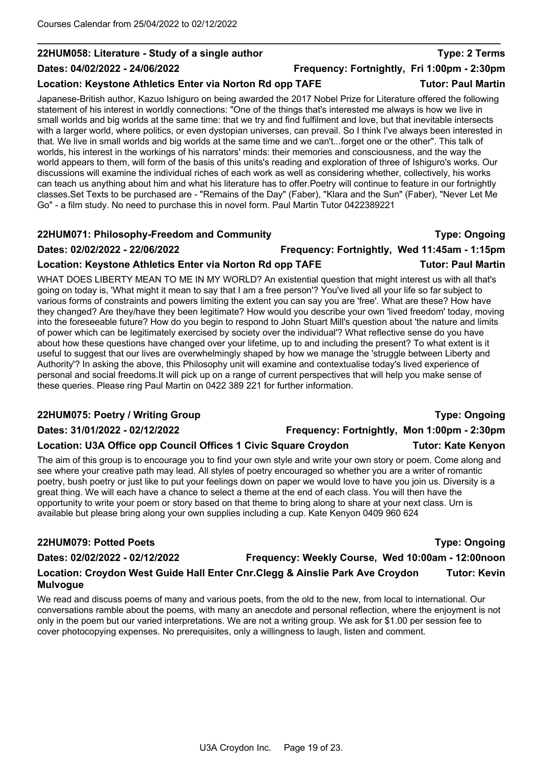## 22HUM058: Literature - Study of a single author

**Type: 2 Terms**

**Dates: 04/02/2022 - 24/06/2022** **Frequency: Fortnightly, Fri 1:00pm - 2:30pm**

**Location: Keystone Athletics Enter via Norton Rd opp TAFE** **Tutor: Paul Martin**

Japanese-British author, Kazuo Ishiguro on being awarded the 2017 Nobel Prize for Literature offered the following statement of his interest in worldly connections: "One of the things that's interested me always is how we live in small worlds and big worlds at the same time: that we try and find fulfilment and love, but that inevitable intersects with a larger world, where politics, or even dystopian universes, can prevail. So I think I've always been interested in that. We live in small worlds and big worlds at the same time and we can't...forget one or the other". This talk of worlds, his interest in the workings of his narrators' minds: their memories and consciousness, and the way the world appears to them, will form of the basis of this units's reading and exploration of three of Ishiguro's works. Our discussions will examine the individual riches of each work as well as considering whether, collectively, his works can teach us anything about him and what his literature has to offer.Poetry will continue to feature in our fortnightly classes.Set Texts to be purchased are - "Remains of the Day" (Faber), "Klara and the Sun" (Faber), "Never Let Me Go" - a film study. No need to purchase this in novel form. Paul Martin Tutor 0422389221

## 22HUM071: Philosophy-Freedom and Community

**Type: Ongoing**

**Dates: 02/02/2022 - 22/06/2022** **Frequency: Fortnightly, Wed 11:45am - 1:15pm**

**Location: Keystone Athletics Enter via Norton Rd opp TAFE** **Tutor: Paul Martin**

WHAT DOES LIBERTY MEAN TO ME IN MY WORLD? An existential question that might interest us with all that's going on today is, 'What might it mean to say that I am a free person'? You've lived all your life so far subject to various forms of constraints and powers limiting the extent you can say you are 'free'. What are these? How have they changed? Are they/have they been legitimate? How would you describe your own 'lived freedom' today, moving into the foreseeable future? How do you begin to respond to John Stuart Mill's question about 'the nature and limits of power which can be legitimately exercised by society over the individual'? What reflective sense do you have about how these questions have changed over your lifetime, up to and including the present? To what extent is it useful to suggest that our lives are overwhelmingly shaped by how we manage the 'struggle between Liberty and Authority'? In asking the above, this Philosophy unit will examine and contextualise today's lived experience of personal and social freedoms.It will pick up on a range of current perspectives that will help you make sense of these queries. Please ring Paul Martin on 0422 389 221 for further information.

## 22HUM075: Poetry / Writing Group

**Type: Ongoing**

**Dates: 31/01/2022 - 02/12/2022** **Frequency: Fortnightly, Mon 1:00pm - 2:30pm**

**Location: U3A Office opp Council Offices 1 Civic Square Croydon** **Tutor: Kate Kenyon**

The aim of this group is to encourage you to find your own style and write your own story or poem. Come along and see where your creative path may lead. All styles of poetry encouraged so whether you are a writer of romantic poetry, bush poetry or just like to put your feelings down on paper we would love to have you join us. Diversity is a great thing. We will each have a chance to select a theme at the end of each class. You will then have the opportunity to write your poem or story based on that theme to bring along to share at your next class. Urn is available but please bring along your own supplies including a cup. Kate Kenyon 0409 960 624

## 22HUM079: Potted Poets

**Type: Ongoing**

**Dates: 02/02/2022 - 02/12/2022** **Frequency: Weekly Course, Wed 10:00am - 12:00noon**

**Location: Croydon West Guide Hall Enter Cnr.Clegg & Ainslie Park Ave Croydon** **Tutor: Kevin Mulvogue**

We read and discuss poems of many and various poets, from the old to the new, from local to international. Our conversations ramble about the poems, with many an anecdote and personal reflection, where the enjoyment is not only in the poem but our varied interpretations. We are not a writing group. We ask for $1.00 per session fee to cover photocopying expenses. No prerequisites, only a willingness to laugh, listen and comment.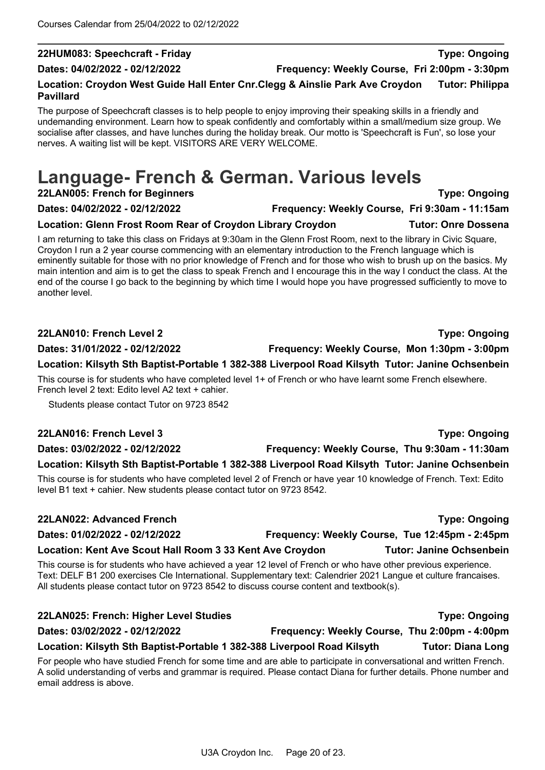### 22HUM083: Speechcraft - Friday

**Type: Ongoing**

**Dates: 04/02/2022 - 02/12/2022** **Frequency: Weekly Course, Fri 2:00pm - 3:30pm**

**Location: Croydon West Guide Hall Enter Cnr.Clegg & Ainslie Park Ave Croydon** **Tutor: Philippa Pavillard**

The purpose of Speechcraft classes is to help people to enjoy improving their speaking skills in a friendly and undemanding environment. Learn how to speak confidently and comfortably within a small/medium size group. We socialise after classes, and have lunches during the holiday break. Our motto is 'Speechcraft is Fun', so lose your nerves. A waiting list will be kept. VISITORS ARE VERY WELCOME.

# Language- French & German. Various levels

### 22LAN005: French for Beginners

**Type: Ongoing**

**Dates: 04/02/2022 - 02/12/2022** **Frequency: Weekly Course, Fri 9:30am - 11:15am**

**Location: Glenn Frost Room Rear of Croydon Library Croydon** **Tutor: Onre Dossena**

I am returning to take this class on Fridays at 9:30am in the Glenn Frost Room, next to the library in Civic Square, Croydon I run a 2 year course commencing with an elementary introduction to the French language which is eminently suitable for those with no prior knowledge of French and for those who wish to brush up on the basics. My main intention and aim is to get the class to speak French and I encourage this in the way I conduct the class. At the end of the course I go back to the beginning by which time I would hope you have progressed sufficiently to move to another level.

### 22LAN010: French Level 2

**Type: Ongoing**

**Dates: 31/01/2022 - 02/12/2022** **Frequency: Weekly Course, Mon 1:30pm - 3:00pm**

**Location: Kilsyth Sth Baptist-Portable 1 382-388 Liverpool Road Kilsyth** **Tutor: Janine Ochsenbein**

This course is for students who have completed level 1+ of French or who have learnt some French elsewhere. French level 2 text: Edito level A2 text + cahier.

Students please contact Tutor on 9723 8542

### 22LAN016: French Level 3

**Type: Ongoing**

**Dates: 03/02/2022 - 02/12/2022** **Frequency: Weekly Course, Thu 9:30am - 11:30am**

**Location: Kilsyth Sth Baptist-Portable 1 382-388 Liverpool Road Kilsyth** **Tutor: Janine Ochsenbein**

This course is for students who have completed level 2 of French or have year 10 knowledge of French. Text: Edito level B1 text + cahier. New students please contact tutor on 9723 8542.

### 22LAN022: Advanced French

**Type: Ongoing**

**Dates: 01/02/2022 - 02/12/2022** **Frequency: Weekly Course, Tue 12:45pm - 2:45pm**

**Location: Kent Ave Scout Hall Room 3 33 Kent Ave Croydon** **Tutor: Janine Ochsenbein**

This course is for students who have achieved a year 12 level of French or who have other previous experience. Text: DELF B1 200 exercises Cle International. Supplementary text: Calendrier 2021 Langue et culture francaises. All students please contact tutor on 9723 8542 to discuss course content and textbook(s).

### 22LAN025: French: Higher Level Studies

**Type: Ongoing**

**Dates: 03/02/2022 - 02/12/2022** **Frequency: Weekly Course, Thu 2:00pm - 4:00pm**

**Location: Kilsyth Sth Baptist-Portable 1 382-388 Liverpool Road Kilsyth** **Tutor: Diana Long**

For people who have studied French for some time and are able to participate in conversational and written French. A solid understanding of verbs and grammar is required. Please contact Diana for further details. Phone number and email address is above.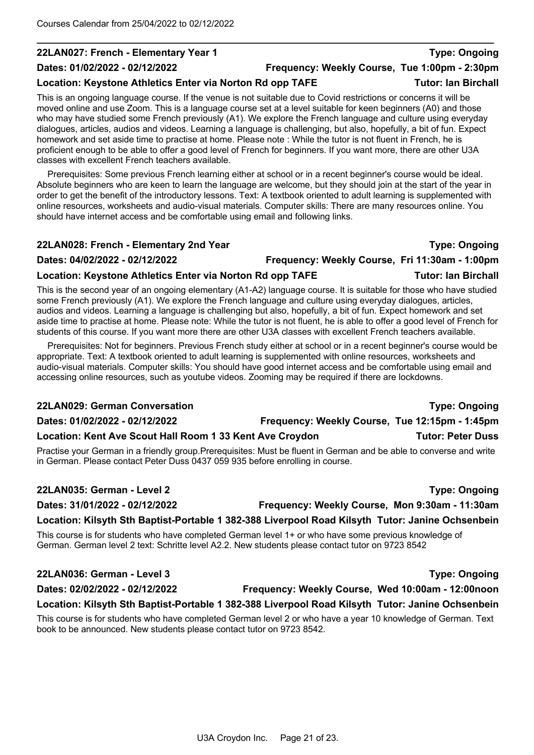## 22LAN027: French - Elementary Year 1

**Type: Ongoing**

**Dates: 01/02/2022 - 02/12/2022** | **Frequency: Weekly Course, Tue 1:00pm - 2:30pm**

**Location: Keystone Athletics Enter via Norton Rd opp TAFE** | **Tutor: Ian Birchall**

This is an ongoing language course. If the venue is not suitable due to Covid restrictions or concerns it will be moved online and use Zoom. This is a language course set at a level suitable for keen beginners (A0) and those who may have studied some French previously (A1). We explore the French language and culture using everyday dialogues, articles, audios and videos. Learning a language is challenging, but also, hopefully, a bit of fun. Expect homework and set aside time to practise at home. Please note : While the tutor is not fluent in French, he is proficient enough to be able to offer a good level of French for beginners. If you want more, there are other U3A classes with excellent French teachers available.

Prerequisites: Some previous French learning either at school or in a recent beginner's course would be ideal. Absolute beginners who are keen to learn the language are welcome, but they should join at the start of the year in order to get the benefit of the introductory lessons. Text: A textbook oriented to adult learning is supplemented with online resources, worksheets and audio-visual materials. Computer skills: There are many resources online. You should have internet access and be comfortable using email and following links.

## 22LAN028: French - Elementary 2nd Year

**Type: Ongoing**

**Dates: 04/02/2022 - 02/12/2022** | **Frequency: Weekly Course, Fri 11:30am - 1:00pm**

**Location: Keystone Athletics Enter via Norton Rd opp TAFE** | **Tutor: Ian Birchall**

This is the second year of an ongoing elementary (A1-A2) language course. It is suitable for those who have studied some French previously (A1). We explore the French language and culture using everyday dialogues, articles, audios and videos. Learning a language is challenging but also, hopefully, a bit of fun. Expect homework and set aside time to practise at home. Please note: While the tutor is not fluent, he is able to offer a good level of French for students of this course. If you want more there are other U3A classes with excellent French teachers available.

Prerequisites: Not for beginners. Previous French study either at school or in a recent beginner's course would be appropriate. Text: A textbook oriented to adult learning is supplemented with online resources, worksheets and audio-visual materials. Computer skills: You should have good internet access and be comfortable using email and accessing online resources, such as youtube videos. Zooming may be required if there are lockdowns.

## 22LAN029: German Conversation

**Type: Ongoing**

**Dates: 01/02/2022 - 02/12/2022** | **Frequency: Weekly Course, Tue 12:15pm - 1:45pm**

**Location: Kent Ave Scout Hall Room 1 33 Kent Ave Croydon** | **Tutor: Peter Duss**

Practise your German in a friendly group.Prerequisites: Must be fluent in German and be able to converse and write in German. Please contact Peter Duss 0437 059 935 before enrolling in course.

## 22LAN035: German - Level 2

**Type: Ongoing**

**Dates: 31/01/2022 - 02/12/2022** | **Frequency: Weekly Course, Mon 9:30am - 11:30am**

**Location: Kilsyth Sth Baptist-Portable 1 382-388 Liverpool Road Kilsyth** | **Tutor: Janine Ochsenbein**

This course is for students who have completed German level 1+ or who have some previous knowledge of German. German level 2 text: Schritte level A2.2. New students please contact tutor on 9723 8542

## 22LAN036: German - Level 3

**Type: Ongoing**

**Dates: 02/02/2022 - 02/12/2022** | **Frequency: Weekly Course, Wed 10:00am - 12:00noon**

**Location: Kilsyth Sth Baptist-Portable 1 382-388 Liverpool Road Kilsyth** | **Tutor: Janine Ochsenbein**

This course is for students who have completed German level 2 or who have a year 10 knowledge of German. Text book to be announced. New students please contact tutor on 9723 8542.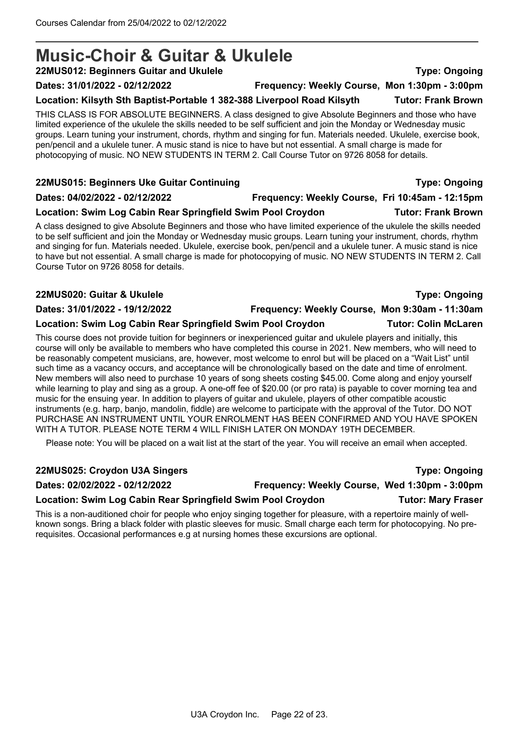# Music-Choir & Guitar & Ukulele

**22MUS012: Beginners Guitar and Ukulele** **Type: Ongoing**

**Dates: 31/01/2022 - 02/12/2022** **Frequency: Weekly Course, Mon 1:30pm - 3:00pm**

**Location: Kilsyth Sth Baptist-Portable 1 382-388 Liverpool Road Kilsyth** **Tutor: Frank Brown**

THIS CLASS IS FOR ABSOLUTE BEGINNERS. A class designed to give Absolute Beginners and those who have limited experience of the ukulele the skills needed to be self sufficient and join the Monday or Wednesday music groups. Learn tuning your instrument, chords, rhythm and singing for fun. Materials needed. Ukulele, exercise book, pen/pencil and a ukulele tuner. A music stand is nice to have but not essential. A small charge is made for photocopying of music. NO NEW STUDENTS IN TERM 2. Call Course Tutor on 9726 8058 for details.

**22MUS015: Beginners Uke Guitar Continuing** **Type: Ongoing**

**Dates: 04/02/2022 - 02/12/2022** **Frequency: Weekly Course, Fri 10:45am - 12:15pm**

**Location: Swim Log Cabin Rear Springfield Swim Pool Croydon** **Tutor: Frank Brown**

A class designed to give Absolute Beginners and those who have limited experience of the ukulele the skills needed to be self sufficient and join the Monday or Wednesday music groups. Learn tuning your instrument, chords, rhythm and singing for fun. Materials needed. Ukulele, exercise book, pen/pencil and a ukulele tuner. A music stand is nice to have but not essential. A small charge is made for photocopying of music. NO NEW STUDENTS IN TERM 2. Call Course Tutor on 9726 8058 for details.

**22MUS020: Guitar & Ukulele** **Type: Ongoing**

**Dates: 31/01/2022 - 19/12/2022** **Frequency: Weekly Course, Mon 9:30am - 11:30am**

**Location: Swim Log Cabin Rear Springfield Swim Pool Croydon** **Tutor: Colin McLaren**

This course does not provide tuition for beginners or inexperienced guitar and ukulele players and initially, this course will only be available to members who have completed this course in 2021. New members, who will need to be reasonably competent musicians, are, however, most welcome to enrol but will be placed on a "Wait List" until such time as a vacancy occurs, and acceptance will be chronologically based on the date and time of enrolment. New members will also need to purchase 10 years of song sheets costing $45.00. Come along and enjoy yourself while learning to play and sing as a group. A one-off fee of $20.00 (or pro rata) is payable to cover morning tea and music for the ensuing year. In addition to players of guitar and ukulele, players of other compatible acoustic instruments (e.g. harp, banjo, mandolin, fiddle) are welcome to participate with the approval of the Tutor. DO NOT PURCHASE AN INSTRUMENT UNTIL YOUR ENROLMENT HAS BEEN CONFIRMED AND YOU HAVE SPOKEN WITH A TUTOR. PLEASE NOTE TERM 4 WILL FINISH LATER ON MONDAY 19TH DECEMBER.

Please note: You will be placed on a wait list at the start of the year. You will receive an email when accepted.

**22MUS025: Croydon U3A Singers** **Type: Ongoing**

**Dates: 02/02/2022 - 02/12/2022** **Frequency: Weekly Course, Wed 1:30pm - 3:00pm**

**Location: Swim Log Cabin Rear Springfield Swim Pool Croydon** **Tutor: Mary Fraser**

This is a non-auditioned choir for people who enjoy singing together for pleasure, with a repertoire mainly of well-known songs. Bring a black folder with plastic sleeves for music. Small charge each term for photocopying. No pre-requisites. Occasional performances e.g at nursing homes these excursions are optional.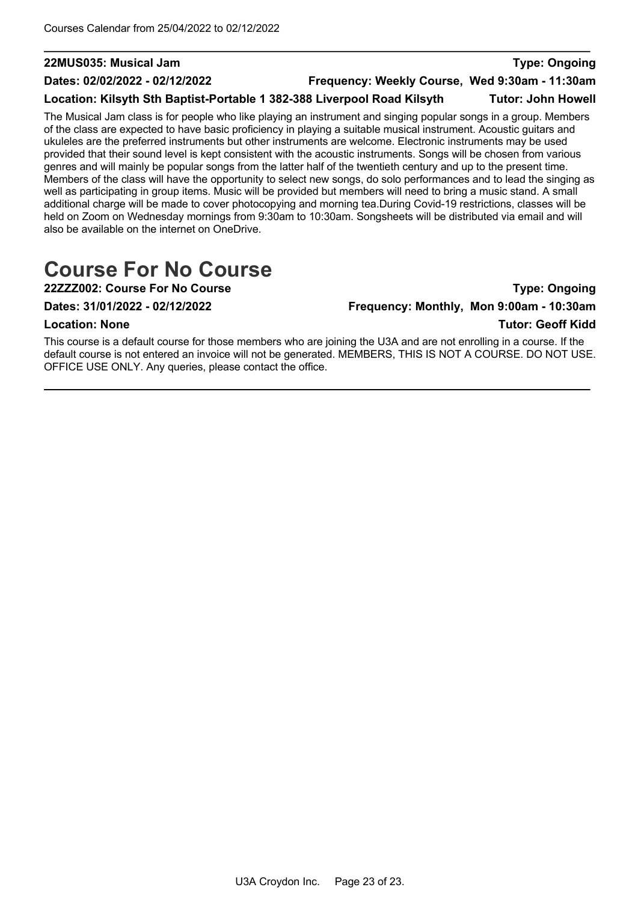**22MUS035: Musical Jam** **Type: Ongoing**

**Dates: 02/02/2022 - 02/12/2022** **Frequency: Weekly Course, Wed 9:30am - 11:30am**

**Location: Kilsyth Sth Baptist-Portable 1 382-388 Liverpool Road Kilsyth** **Tutor: John Howell**

The Musical Jam class is for people who like playing an instrument and singing popular songs in a group. Members of the class are expected to have basic proficiency in playing a suitable musical instrument. Acoustic guitars and ukuleles are the preferred instruments but other instruments are welcome. Electronic instruments may be used provided that their sound level is kept consistent with the acoustic instruments. Songs will be chosen from various genres and will mainly be popular songs from the latter half of the twentieth century and up to the present time. Members of the class will have the opportunity to select new songs, do solo performances and to lead the singing as well as participating in group items. Music will be provided but members will need to bring a music stand. A small additional charge will be made to cover photocopying and morning tea.During Covid-19 restrictions, classes will be held on Zoom on Wednesday mornings from 9:30am to 10:30am. Songsheets will be distributed via email and will also be available on the internet on OneDrive.

# Course For No Course

**22ZZZ002: Course For No Course** **Type: Ongoing**

**Dates: 31/01/2022 - 02/12/2022** **Frequency: Monthly, Mon 9:00am - 10:30am**

**Location: None** **Tutor: Geoff Kidd**

This course is a default course for those members who are joining the U3A and are not enrolling in a course. If the default course is not entered an invoice will not be generated. MEMBERS, THIS IS NOT A COURSE. DO NOT USE. OFFICE USE ONLY. Any queries, please contact the office.